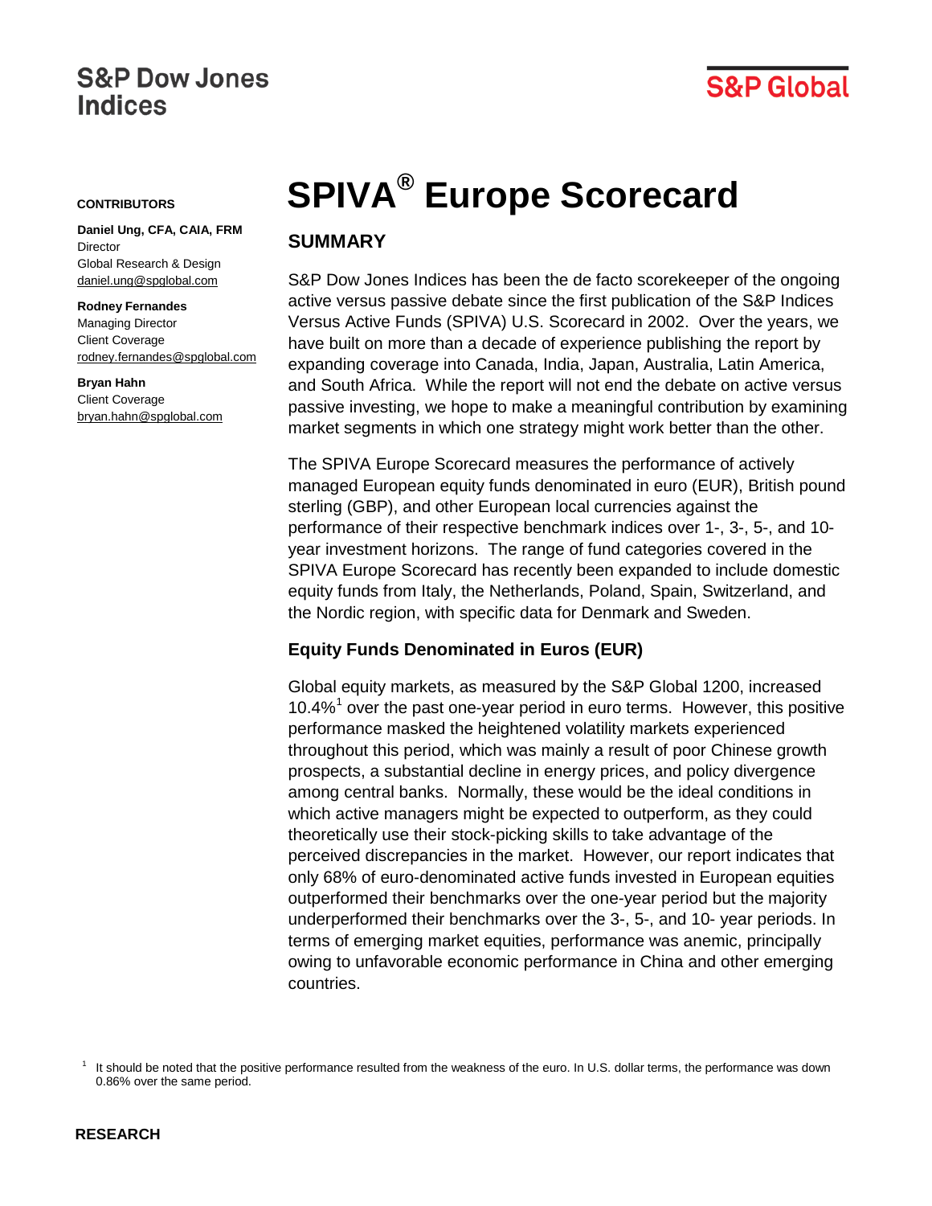S&P Dow Jones Indices

S&P Global

**CONTRIBUTORS**

**Daniel Ung, CFA, CAIA, FRM**
Director
Global Research & Design
daniel.ung@spglobal.com

**Rodney Fernandes**
Managing Director
Client Coverage
rodney.fernandes@spglobal.com

**Bryan Hahn**
Client Coverage
bryan.hahn@spglobal.com

# SPIVA® Europe Scorecard

## SUMMARY

S&P Dow Jones Indices has been the de facto scorekeeper of the ongoing active versus passive debate since the first publication of the S&P Indices Versus Active Funds (SPIVA) U.S. Scorecard in 2002. Over the years, we have built on more than a decade of experience publishing the report by expanding coverage into Canada, India, Japan, Australia, Latin America, and South Africa. While the report will not end the debate on active versus passive investing, we hope to make a meaningful contribution by examining market segments in which one strategy might work better than the other.

The SPIVA Europe Scorecard measures the performance of actively managed European equity funds denominated in euro (EUR), British pound sterling (GBP), and other European local currencies against the performance of their respective benchmark indices over 1-, 3-, 5-, and 10-year investment horizons. The range of fund categories covered in the SPIVA Europe Scorecard has recently been expanded to include domestic equity funds from Italy, the Netherlands, Poland, Spain, Switzerland, and the Nordic region, with specific data for Denmark and Sweden.

### Equity Funds Denominated in Euros (EUR)

Global equity markets, as measured by the S&P Global 1200, increased 10.4%[1] over the past one-year period in euro terms. However, this positive performance masked the heightened volatility markets experienced throughout this period, which was mainly a result of poor Chinese growth prospects, a substantial decline in energy prices, and policy divergence among central banks. Normally, these would be the ideal conditions in which active managers might be expected to outperform, as they could theoretically use their stock-picking skills to take advantage of the perceived discrepancies in the market. However, our report indicates that only 68% of euro-denominated active funds invested in European equities outperformed their benchmarks over the one-year period but the majority underperformed their benchmarks over the 3-, 5-, and 10- year periods. In terms of emerging market equities, performance was anemic, principally owing to unfavorable economic performance in China and other emerging countries.

[1] It should be noted that the positive performance resulted from the weakness of the euro. In U.S. dollar terms, the performance was down 0.86% over the same period.

**RESEARCH**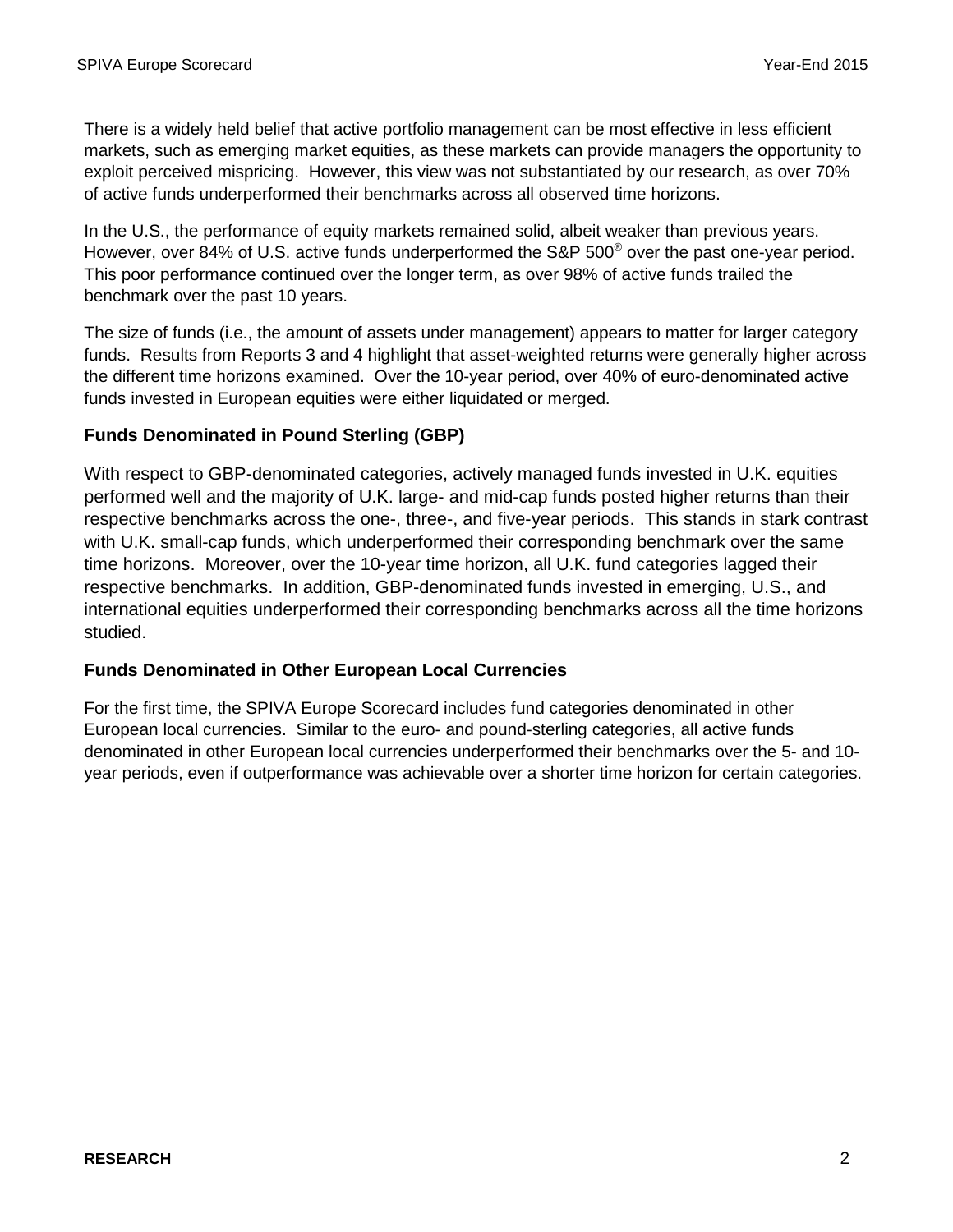There is a widely held belief that active portfolio management can be most effective in less efficient markets, such as emerging market equities, as these markets can provide managers the opportunity to exploit perceived mispricing. However, this view was not substantiated by our research, as over 70% of active funds underperformed their benchmarks across all observed time horizons.

In the U.S., the performance of equity markets remained solid, albeit weaker than previous years. However, over 84% of U.S. active funds underperformed the S&P 500® over the past one-year period. This poor performance continued over the longer term, as over 98% of active funds trailed the benchmark over the past 10 years.

The size of funds (i.e., the amount of assets under management) appears to matter for larger category funds. Results from Reports 3 and 4 highlight that asset-weighted returns were generally higher across the different time horizons examined. Over the 10-year period, over 40% of euro-denominated active funds invested in European equities were either liquidated or merged.

### Funds Denominated in Pound Sterling (GBP)

With respect to GBP-denominated categories, actively managed funds invested in U.K. equities performed well and the majority of U.K. large- and mid-cap funds posted higher returns than their respective benchmarks across the one-, three-, and five-year periods. This stands in stark contrast with U.K. small-cap funds, which underperformed their corresponding benchmark over the same time horizons. Moreover, over the 10-year time horizon, all U.K. fund categories lagged their respective benchmarks. In addition, GBP-denominated funds invested in emerging, U.S., and international equities underperformed their corresponding benchmarks across all the time horizons studied.

### Funds Denominated in Other European Local Currencies

For the first time, the SPIVA Europe Scorecard includes fund categories denominated in other European local currencies. Similar to the euro- and pound-sterling categories, all active funds denominated in other European local currencies underperformed their benchmarks over the 5- and 10-year periods, even if outperformance was achievable over a shorter time horizon for certain categories.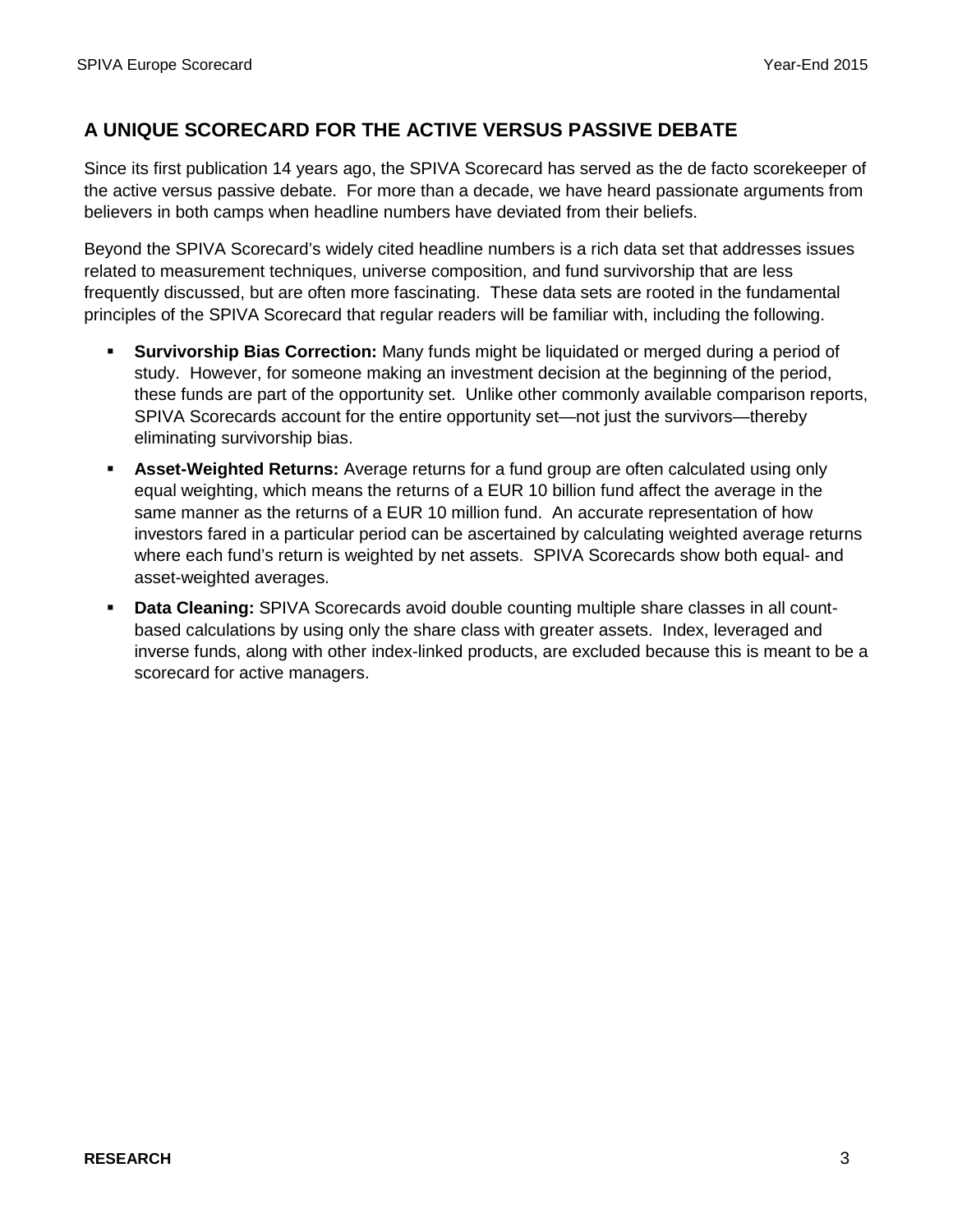## A UNIQUE SCORECARD FOR THE ACTIVE VERSUS PASSIVE DEBATE

Since its first publication 14 years ago, the SPIVA Scorecard has served as the de facto scorekeeper of the active versus passive debate. For more than a decade, we have heard passionate arguments from believers in both camps when headline numbers have deviated from their beliefs.

Beyond the SPIVA Scorecard's widely cited headline numbers is a rich data set that addresses issues related to measurement techniques, universe composition, and fund survivorship that are less frequently discussed, but are often more fascinating. These data sets are rooted in the fundamental principles of the SPIVA Scorecard that regular readers will be familiar with, including the following.

- **Survivorship Bias Correction:** Many funds might be liquidated or merged during a period of study. However, for someone making an investment decision at the beginning of the period, these funds are part of the opportunity set. Unlike other commonly available comparison reports, SPIVA Scorecards account for the entire opportunity set—not just the survivors—thereby eliminating survivorship bias.
- **Asset-Weighted Returns:** Average returns for a fund group are often calculated using only equal weighting, which means the returns of a EUR 10 billion fund affect the average in the same manner as the returns of a EUR 10 million fund. An accurate representation of how investors fared in a particular period can be ascertained by calculating weighted average returns where each fund's return is weighted by net assets. SPIVA Scorecards show both equal- and asset-weighted averages.
- **Data Cleaning:** SPIVA Scorecards avoid double counting multiple share classes in all count-based calculations by using only the share class with greater assets. Index, leveraged and inverse funds, along with other index-linked products, are excluded because this is meant to be a scorecard for active managers.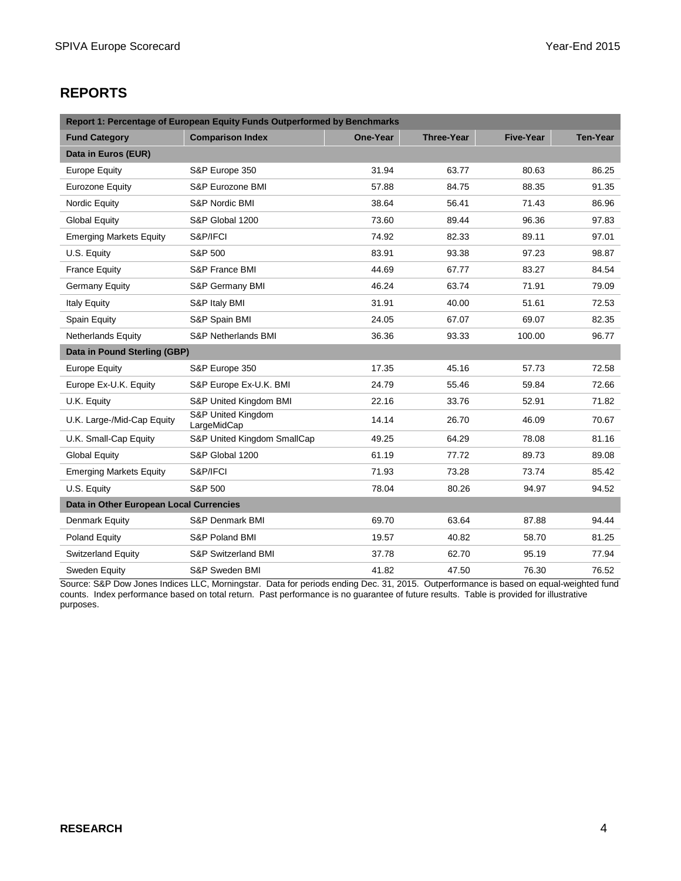## REPORTS

| Report 1: Percentage of European Equity Funds Outperformed by Benchmarks | | | | | |
|---|---|---|---|---|---|
| **Fund Category** | **Comparison Index** | **One-Year** | **Three-Year** | **Five-Year** | **Ten-Year** |
| **Data in Euros (EUR)** | | | | | |
| Europe Equity | S&P Europe 350 | 31.94 | 63.77 | 80.63 | 86.25 |
| Eurozone Equity | S&P Eurozone BMI | 57.88 | 84.75 | 88.35 | 91.35 |
| Nordic Equity | S&P Nordic BMI | 38.64 | 56.41 | 71.43 | 86.96 |
| Global Equity | S&P Global 1200 | 73.60 | 89.44 | 96.36 | 97.83 |
| Emerging Markets Equity | S&P/IFCI | 74.92 | 82.33 | 89.11 | 97.01 |
| U.S. Equity | S&P 500 | 83.91 | 93.38 | 97.23 | 98.87 |
| France Equity | S&P France BMI | 44.69 | 67.77 | 83.27 | 84.54 |
| Germany Equity | S&P Germany BMI | 46.24 | 63.74 | 71.91 | 79.09 |
| Italy Equity | S&P Italy BMI | 31.91 | 40.00 | 51.61 | 72.53 |
| Spain Equity | S&P Spain BMI | 24.05 | 67.07 | 69.07 | 82.35 |
| Netherlands Equity | S&P Netherlands BMI | 36.36 | 93.33 | 100.00 | 96.77 |
| **Data in Pound Sterling (GBP)** | | | | | |
| Europe Equity | S&P Europe 350 | 17.35 | 45.16 | 57.73 | 72.58 |
| Europe Ex-U.K. Equity | S&P Europe Ex-U.K. BMI | 24.79 | 55.46 | 59.84 | 72.66 |
| U.K. Equity | S&P United Kingdom BMI | 22.16 | 33.76 | 52.91 | 71.82 |
| U.K. Large-/Mid-Cap Equity | S&P United Kingdom LargeMidCap | 14.14 | 26.70 | 46.09 | 70.67 |
| U.K. Small-Cap Equity | S&P United Kingdom SmallCap | 49.25 | 64.29 | 78.08 | 81.16 |
| Global Equity | S&P Global 1200 | 61.19 | 77.72 | 89.73 | 89.08 |
| Emerging Markets Equity | S&P/IFCI | 71.93 | 73.28 | 73.74 | 85.42 |
| U.S. Equity | S&P 500 | 78.04 | 80.26 | 94.97 | 94.52 |
| **Data in Other European Local Currencies** | | | | | |
| Denmark Equity | S&P Denmark BMI | 69.70 | 63.64 | 87.88 | 94.44 |
| Poland Equity | S&P Poland BMI | 19.57 | 40.82 | 58.70 | 81.25 |
| Switzerland Equity | S&P Switzerland BMI | 37.78 | 62.70 | 95.19 | 77.94 |
| Sweden Equity | S&P Sweden BMI | 41.82 | 47.50 | 76.30 | 76.52 |

Source: S&P Dow Jones Indices LLC, Morningstar. Data for periods ending Dec. 31, 2015. Outperformance is based on equal-weighted fund counts. Index performance based on total return. Past performance is no guarantee of future results. Table is provided for illustrative purposes.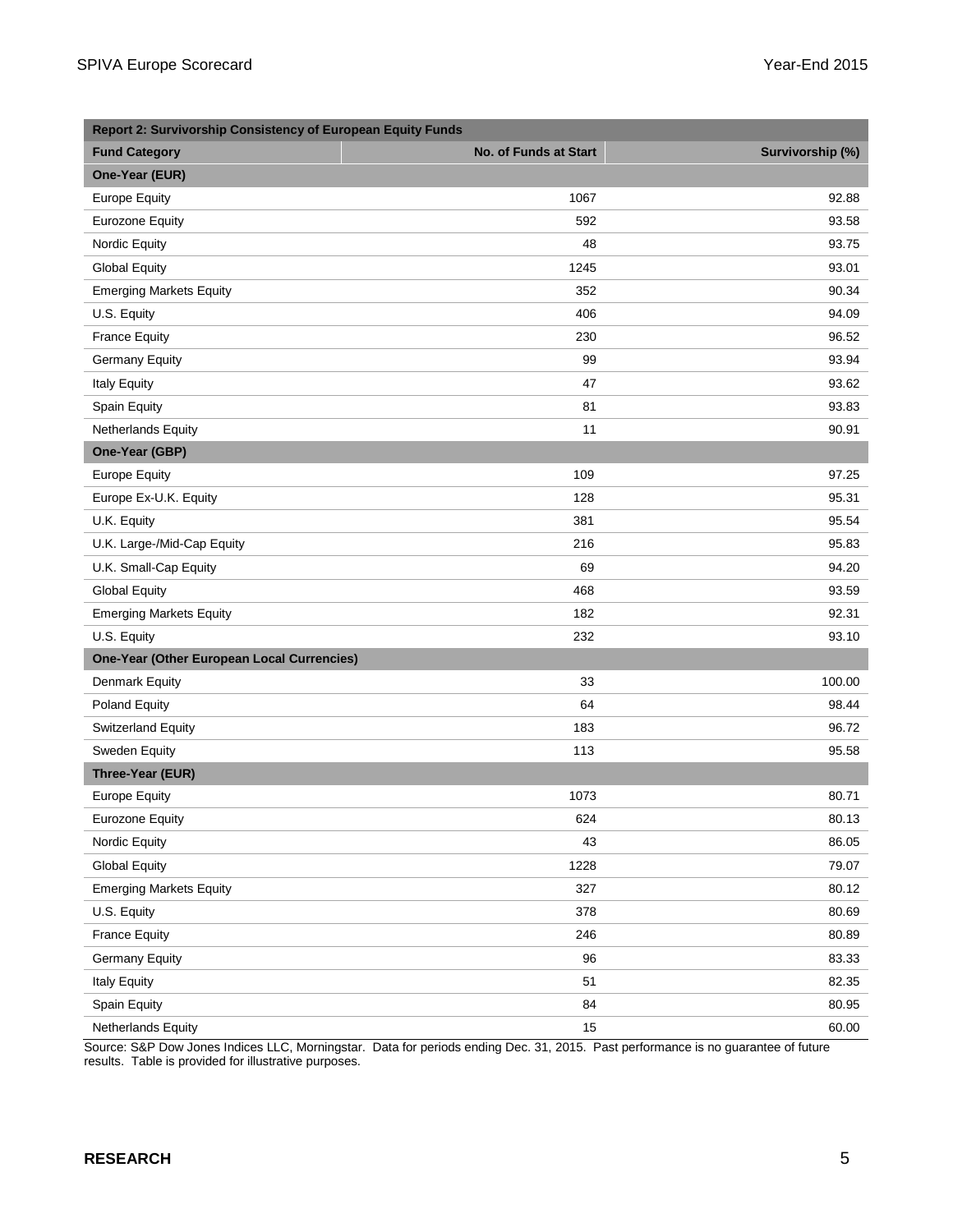| Report 2: Survivorship Consistency of European Equity Funds | | |
|---|---|---|
| **Fund Category** | **No. of Funds at Start** | **Survivorship (%)** |
| **One-Year (EUR)** | | |
| Europe Equity | 1067 | 92.88 |
| Eurozone Equity | 592 | 93.58 |
| Nordic Equity | 48 | 93.75 |
| Global Equity | 1245 | 93.01 |
| Emerging Markets Equity | 352 | 90.34 |
| U.S. Equity | 406 | 94.09 |
| France Equity | 230 | 96.52 |
| Germany Equity | 99 | 93.94 |
| Italy Equity | 47 | 93.62 |
| Spain Equity | 81 | 93.83 |
| Netherlands Equity | 11 | 90.91 |
| **One-Year (GBP)** | | |
| Europe Equity | 109 | 97.25 |
| Europe Ex-U.K. Equity | 128 | 95.31 |
| U.K. Equity | 381 | 95.54 |
| U.K. Large-/Mid-Cap Equity | 216 | 95.83 |
| U.K. Small-Cap Equity | 69 | 94.20 |
| Global Equity | 468 | 93.59 |
| Emerging Markets Equity | 182 | 92.31 |
| U.S. Equity | 232 | 93.10 |
| **One-Year (Other European Local Currencies)** | | |
| Denmark Equity | 33 | 100.00 |
| Poland Equity | 64 | 98.44 |
| Switzerland Equity | 183 | 96.72 |
| Sweden Equity | 113 | 95.58 |
| **Three-Year (EUR)** | | |
| Europe Equity | 1073 | 80.71 |
| Eurozone Equity | 624 | 80.13 |
| Nordic Equity | 43 | 86.05 |
| Global Equity | 1228 | 79.07 |
| Emerging Markets Equity | 327 | 80.12 |
| U.S. Equity | 378 | 80.69 |
| France Equity | 246 | 80.89 |
| Germany Equity | 96 | 83.33 |
| Italy Equity | 51 | 82.35 |
| Spain Equity | 84 | 80.95 |
| Netherlands Equity | 15 | 60.00 |

Source: S&P Dow Jones Indices LLC, Morningstar. Data for periods ending Dec. 31, 2015. Past performance is no guarantee of future results. Table is provided for illustrative purposes.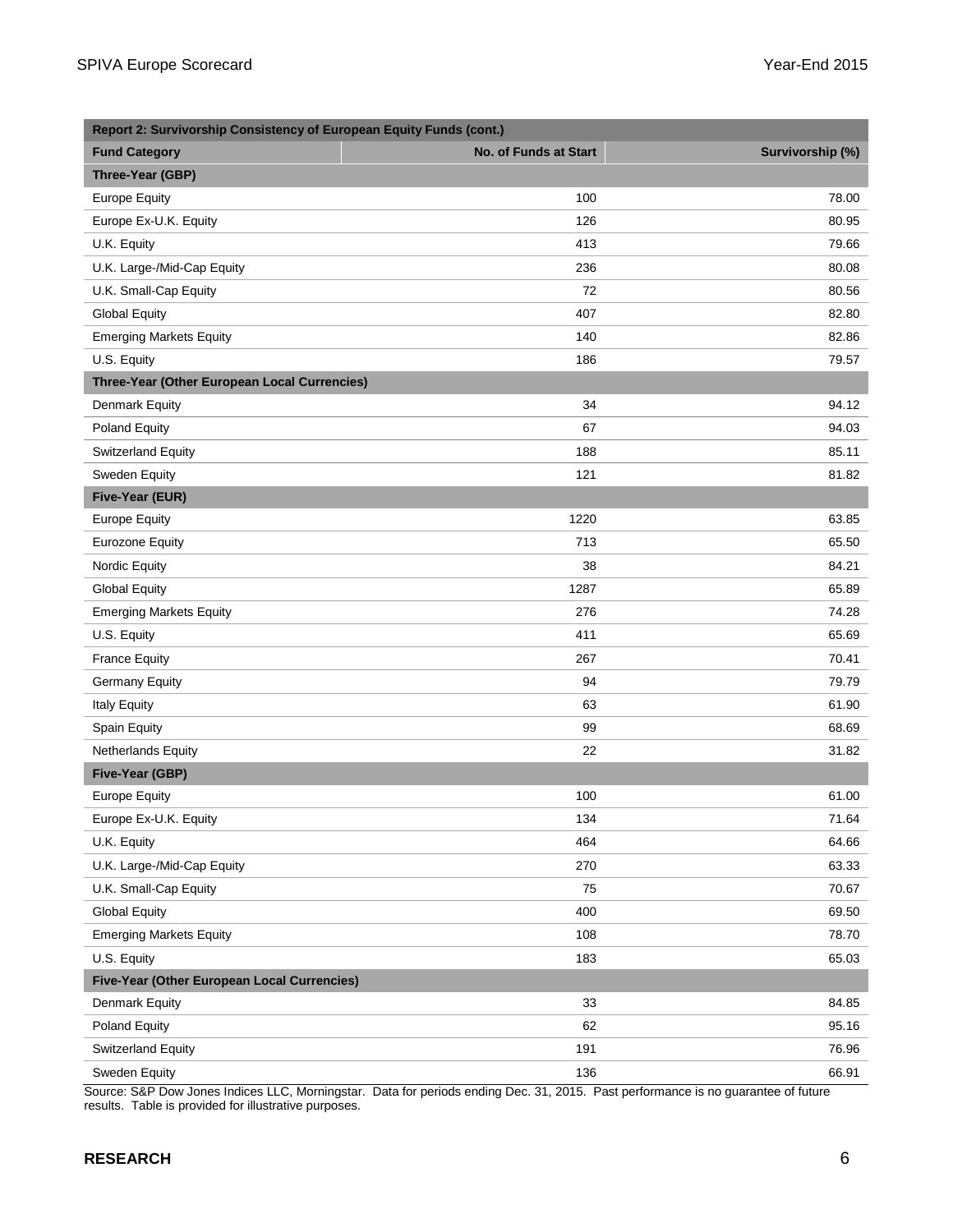| Report 2: Survivorship Consistency of European Equity Funds (cont.) | | |
| --- | --- | --- |
| **Fund Category** | **No. of Funds at Start** | **Survivorship (%)** |
| **Three-Year (GBP)** | | |
| Europe Equity | 100 | 78.00 |
| Europe Ex-U.K. Equity | 126 | 80.95 |
| U.K. Equity | 413 | 79.66 |
| U.K. Large-/Mid-Cap Equity | 236 | 80.08 |
| U.K. Small-Cap Equity | 72 | 80.56 |
| Global Equity | 407 | 82.80 |
| Emerging Markets Equity | 140 | 82.86 |
| U.S. Equity | 186 | 79.57 |
| **Three-Year (Other European Local Currencies)** | | |
| Denmark Equity | 34 | 94.12 |
| Poland Equity | 67 | 94.03 |
| Switzerland Equity | 188 | 85.11 |
| Sweden Equity | 121 | 81.82 |
| **Five-Year (EUR)** | | |
| Europe Equity | 1220 | 63.85 |
| Eurozone Equity | 713 | 65.50 |
| Nordic Equity | 38 | 84.21 |
| Global Equity | 1287 | 65.89 |
| Emerging Markets Equity | 276 | 74.28 |
| U.S. Equity | 411 | 65.69 |
| France Equity | 267 | 70.41 |
| Germany Equity | 94 | 79.79 |
| Italy Equity | 63 | 61.90 |
| Spain Equity | 99 | 68.69 |
| Netherlands Equity | 22 | 31.82 |
| **Five-Year (GBP)** | | |
| Europe Equity | 100 | 61.00 |
| Europe Ex-U.K. Equity | 134 | 71.64 |
| U.K. Equity | 464 | 64.66 |
| U.K. Large-/Mid-Cap Equity | 270 | 63.33 |
| U.K. Small-Cap Equity | 75 | 70.67 |
| Global Equity | 400 | 69.50 |
| Emerging Markets Equity | 108 | 78.70 |
| U.S. Equity | 183 | 65.03 |
| **Five-Year (Other European Local Currencies)** | | |
| Denmark Equity | 33 | 84.85 |
| Poland Equity | 62 | 95.16 |
| Switzerland Equity | 191 | 76.96 |
| Sweden Equity | 136 | 66.91 |

Source: S&P Dow Jones Indices LLC, Morningstar. Data for periods ending Dec. 31, 2015. Past performance is no guarantee of future results. Table is provided for illustrative purposes.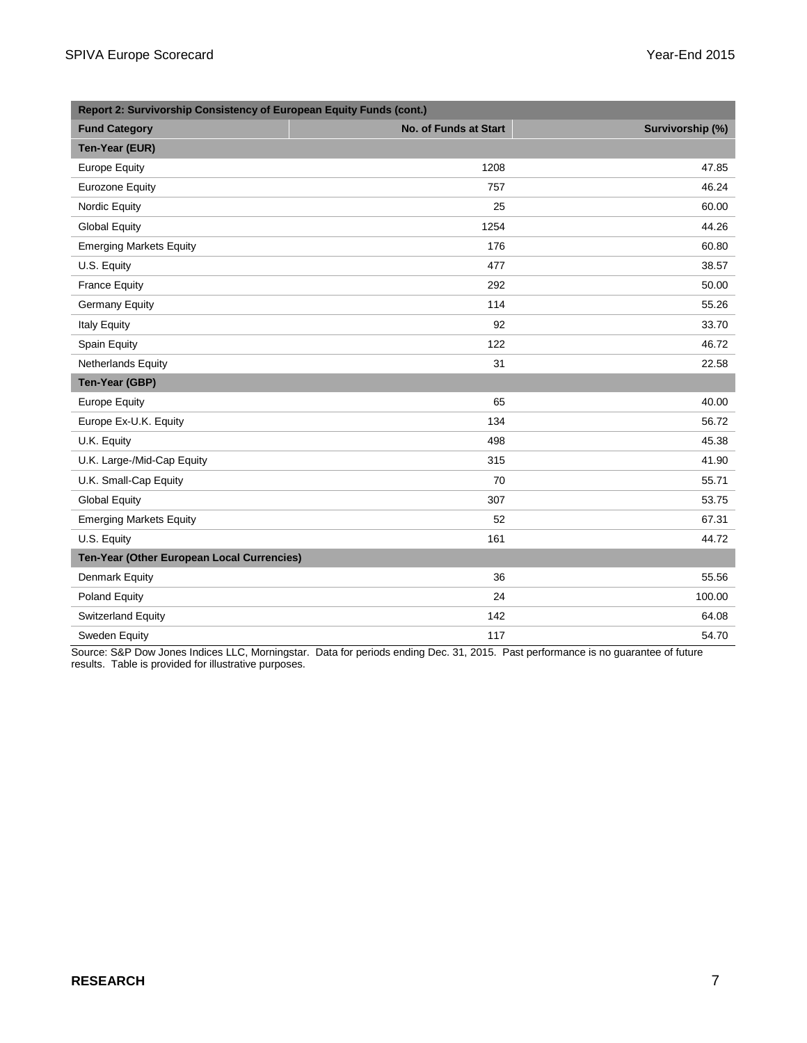| Report 2: Survivorship Consistency of European Equity Funds (cont.) | | |
|---|---|---|
| **Fund Category** | **No. of Funds at Start** | **Survivorship (%)** |
| **Ten-Year (EUR)** | | |
| Europe Equity | 1208 | 47.85 |
| Eurozone Equity | 757 | 46.24 |
| Nordic Equity | 25 | 60.00 |
| Global Equity | 1254 | 44.26 |
| Emerging Markets Equity | 176 | 60.80 |
| U.S. Equity | 477 | 38.57 |
| France Equity | 292 | 50.00 |
| Germany Equity | 114 | 55.26 |
| Italy Equity | 92 | 33.70 |
| Spain Equity | 122 | 46.72 |
| Netherlands Equity | 31 | 22.58 |
| **Ten-Year (GBP)** | | |
| Europe Equity | 65 | 40.00 |
| Europe Ex-U.K. Equity | 134 | 56.72 |
| U.K. Equity | 498 | 45.38 |
| U.K. Large-/Mid-Cap Equity | 315 | 41.90 |
| U.K. Small-Cap Equity | 70 | 55.71 |
| Global Equity | 307 | 53.75 |
| Emerging Markets Equity | 52 | 67.31 |
| U.S. Equity | 161 | 44.72 |
| **Ten-Year (Other European Local Currencies)** | | |
| Denmark Equity | 36 | 55.56 |
| Poland Equity | 24 | 100.00 |
| Switzerland Equity | 142 | 64.08 |
| Sweden Equity | 117 | 54.70 |

Source: S&P Dow Jones Indices LLC, Morningstar. Data for periods ending Dec. 31, 2015. Past performance is no guarantee of future results. Table is provided for illustrative purposes.

**RESEARCH**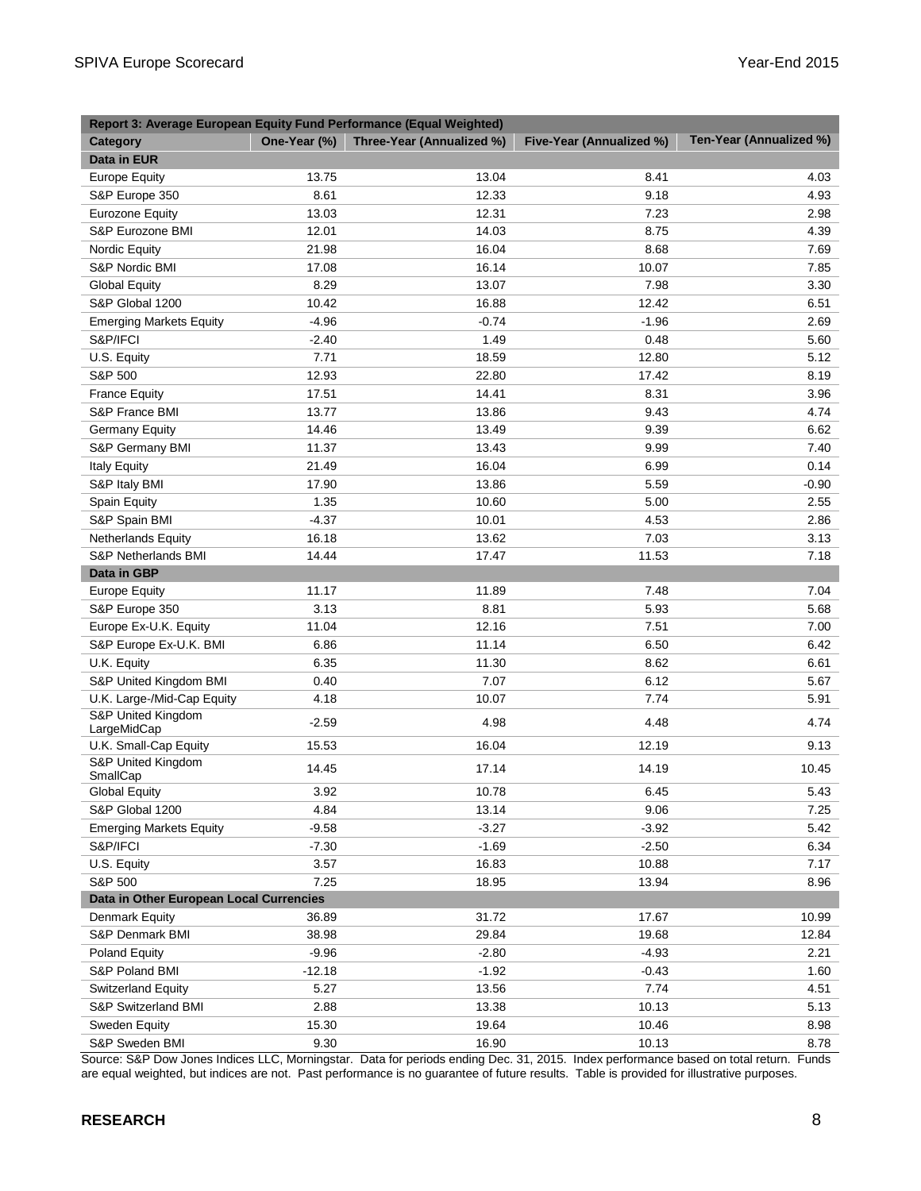| Report 3: Average European Equity Fund Performance (Equal Weighted) | | | | |
|---|---|---|---|---|
| Category | One-Year (%) | Three-Year (Annualized %) | Five-Year (Annualized %) | Ten-Year (Annualized %) |
| **Data in EUR** | | | | |
| Europe Equity | 13.75 | 13.04 | 8.41 | 4.03 |
| S&P Europe 350 | 8.61 | 12.33 | 9.18 | 4.93 |
| Eurozone Equity | 13.03 | 12.31 | 7.23 | 2.98 |
| S&P Eurozone BMI | 12.01 | 14.03 | 8.75 | 4.39 |
| Nordic Equity | 21.98 | 16.04 | 8.68 | 7.69 |
| S&P Nordic BMI | 17.08 | 16.14 | 10.07 | 7.85 |
| Global Equity | 8.29 | 13.07 | 7.98 | 3.30 |
| S&P Global 1200 | 10.42 | 16.88 | 12.42 | 6.51 |
| Emerging Markets Equity | -4.96 | -0.74 | -1.96 | 2.69 |
| S&P/IFCI | -2.40 | 1.49 | 0.48 | 5.60 |
| U.S. Equity | 7.71 | 18.59 | 12.80 | 5.12 |
| S&P 500 | 12.93 | 22.80 | 17.42 | 8.19 |
| France Equity | 17.51 | 14.41 | 8.31 | 3.96 |
| S&P France BMI | 13.77 | 13.86 | 9.43 | 4.74 |
| Germany Equity | 14.46 | 13.49 | 9.39 | 6.62 |
| S&P Germany BMI | 11.37 | 13.43 | 9.99 | 7.40 |
| Italy Equity | 21.49 | 16.04 | 6.99 | 0.14 |
| S&P Italy BMI | 17.90 | 13.86 | 5.59 | -0.90 |
| Spain Equity | 1.35 | 10.60 | 5.00 | 2.55 |
| S&P Spain BMI | -4.37 | 10.01 | 4.53 | 2.86 |
| Netherlands Equity | 16.18 | 13.62 | 7.03 | 3.13 |
| S&P Netherlands BMI | 14.44 | 17.47 | 11.53 | 7.18 |
| **Data in GBP** | | | | |
| Europe Equity | 11.17 | 11.89 | 7.48 | 7.04 |
| S&P Europe 350 | 3.13 | 8.81 | 5.93 | 5.68 |
| Europe Ex-U.K. Equity | 11.04 | 12.16 | 7.51 | 7.00 |
| S&P Europe Ex-U.K. BMI | 6.86 | 11.14 | 6.50 | 6.42 |
| U.K. Equity | 6.35 | 11.30 | 8.62 | 6.61 |
| S&P United Kingdom BMI | 0.40 | 7.07 | 6.12 | 5.67 |
| U.K. Large-/Mid-Cap Equity | 4.18 | 10.07 | 7.74 | 5.91 |
| S&P United Kingdom LargeMidCap | -2.59 | 4.98 | 4.48 | 4.74 |
| U.K. Small-Cap Equity | 15.53 | 16.04 | 12.19 | 9.13 |
| S&P United Kingdom SmallCap | 14.45 | 17.14 | 14.19 | 10.45 |
| Global Equity | 3.92 | 10.78 | 6.45 | 5.43 |
| S&P Global 1200 | 4.84 | 13.14 | 9.06 | 7.25 |
| Emerging Markets Equity | -9.58 | -3.27 | -3.92 | 5.42 |
| S&P/IFCI | -7.30 | -1.69 | -2.50 | 6.34 |
| U.S. Equity | 3.57 | 16.83 | 10.88 | 7.17 |
| S&P 500 | 7.25 | 18.95 | 13.94 | 8.96 |
| **Data in Other European Local Currencies** | | | | |
| Denmark Equity | 36.89 | 31.72 | 17.67 | 10.99 |
| S&P Denmark BMI | 38.98 | 29.84 | 19.68 | 12.84 |
| Poland Equity | -9.96 | -2.80 | -4.93 | 2.21 |
| S&P Poland BMI | -12.18 | -1.92 | -0.43 | 1.60 |
| Switzerland Equity | 5.27 | 13.56 | 7.74 | 4.51 |
| S&P Switzerland BMI | 2.88 | 13.38 | 10.13 | 5.13 |
| Sweden Equity | 15.30 | 19.64 | 10.46 | 8.98 |
| S&P Sweden BMI | 9.30 | 16.90 | 10.13 | 8.78 |

Source: S&P Dow Jones Indices LLC, Morningstar. Data for periods ending Dec. 31, 2015. Index performance based on total return. Funds are equal weighted, but indices are not. Past performance is no guarantee of future results. Table is provided for illustrative purposes.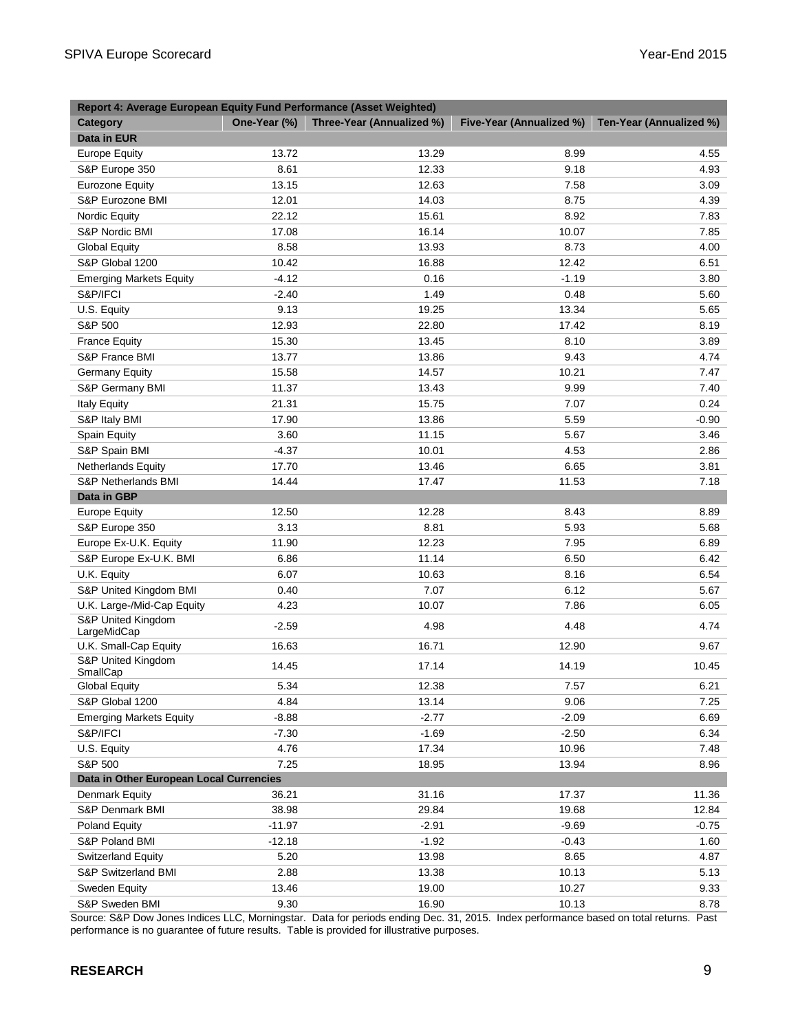| Report 4: Average European Equity Fund Performance (Asset Weighted) | | | | |
|---|---|---|---|---|
| **Category** | **One-Year (%)** | **Three-Year (Annualized %)** | **Five-Year (Annualized %)** | **Ten-Year (Annualized %)** |
| **Data in EUR** | | | | |
| Europe Equity | 13.72 | 13.29 | 8.99 | 4.55 |
| S&P Europe 350 | 8.61 | 12.33 | 9.18 | 4.93 |
| Eurozone Equity | 13.15 | 12.63 | 7.58 | 3.09 |
| S&P Eurozone BMI | 12.01 | 14.03 | 8.75 | 4.39 |
| Nordic Equity | 22.12 | 15.61 | 8.92 | 7.83 |
| S&P Nordic BMI | 17.08 | 16.14 | 10.07 | 7.85 |
| Global Equity | 8.58 | 13.93 | 8.73 | 4.00 |
| S&P Global 1200 | 10.42 | 16.88 | 12.42 | 6.51 |
| Emerging Markets Equity | -4.12 | 0.16 | -1.19 | 3.80 |
| S&P/IFCI | -2.40 | 1.49 | 0.48 | 5.60 |
| U.S. Equity | 9.13 | 19.25 | 13.34 | 5.65 |
| S&P 500 | 12.93 | 22.80 | 17.42 | 8.19 |
| France Equity | 15.30 | 13.45 | 8.10 | 3.89 |
| S&P France BMI | 13.77 | 13.86 | 9.43 | 4.74 |
| Germany Equity | 15.58 | 14.57 | 10.21 | 7.47 |
| S&P Germany BMI | 11.37 | 13.43 | 9.99 | 7.40 |
| Italy Equity | 21.31 | 15.75 | 7.07 | 0.24 |
| S&P Italy BMI | 17.90 | 13.86 | 5.59 | -0.90 |
| Spain Equity | 3.60 | 11.15 | 5.67 | 3.46 |
| S&P Spain BMI | -4.37 | 10.01 | 4.53 | 2.86 |
| Netherlands Equity | 17.70 | 13.46 | 6.65 | 3.81 |
| S&P Netherlands BMI | 14.44 | 17.47 | 11.53 | 7.18 |
| **Data in GBP** | | | | |
| Europe Equity | 12.50 | 12.28 | 8.43 | 8.89 |
| S&P Europe 350 | 3.13 | 8.81 | 5.93 | 5.68 |
| Europe Ex-U.K. Equity | 11.90 | 12.23 | 7.95 | 6.89 |
| S&P Europe Ex-U.K. BMI | 6.86 | 11.14 | 6.50 | 6.42 |
| U.K. Equity | 6.07 | 10.63 | 8.16 | 6.54 |
| S&P United Kingdom BMI | 0.40 | 7.07 | 6.12 | 5.67 |
| U.K. Large-/Mid-Cap Equity | 4.23 | 10.07 | 7.86 | 6.05 |
| S&P United Kingdom LargeMidCap | -2.59 | 4.98 | 4.48 | 4.74 |
| U.K. Small-Cap Equity | 16.63 | 16.71 | 12.90 | 9.67 |
| S&P United Kingdom SmallCap | 14.45 | 17.14 | 14.19 | 10.45 |
| Global Equity | 5.34 | 12.38 | 7.57 | 6.21 |
| S&P Global 1200 | 4.84 | 13.14 | 9.06 | 7.25 |
| Emerging Markets Equity | -8.88 | -2.77 | -2.09 | 6.69 |
| S&P/IFCI | -7.30 | -1.69 | -2.50 | 6.34 |
| U.S. Equity | 4.76 | 17.34 | 10.96 | 7.48 |
| S&P 500 | 7.25 | 18.95 | 13.94 | 8.96 |
| **Data in Other European Local Currencies** | | | | |
| Denmark Equity | 36.21 | 31.16 | 17.37 | 11.36 |
| S&P Denmark BMI | 38.98 | 29.84 | 19.68 | 12.84 |
| Poland Equity | -11.97 | -2.91 | -9.69 | -0.75 |
| S&P Poland BMI | -12.18 | -1.92 | -0.43 | 1.60 |
| Switzerland Equity | 5.20 | 13.98 | 8.65 | 4.87 |
| S&P Switzerland BMI | 2.88 | 13.38 | 10.13 | 5.13 |
| Sweden Equity | 13.46 | 19.00 | 10.27 | 9.33 |
| S&P Sweden BMI | 9.30 | 16.90 | 10.13 | 8.78 |

Source: S&P Dow Jones Indices LLC, Morningstar. Data for periods ending Dec. 31, 2015. Index performance based on total returns. Past performance is no guarantee of future results. Table is provided for illustrative purposes.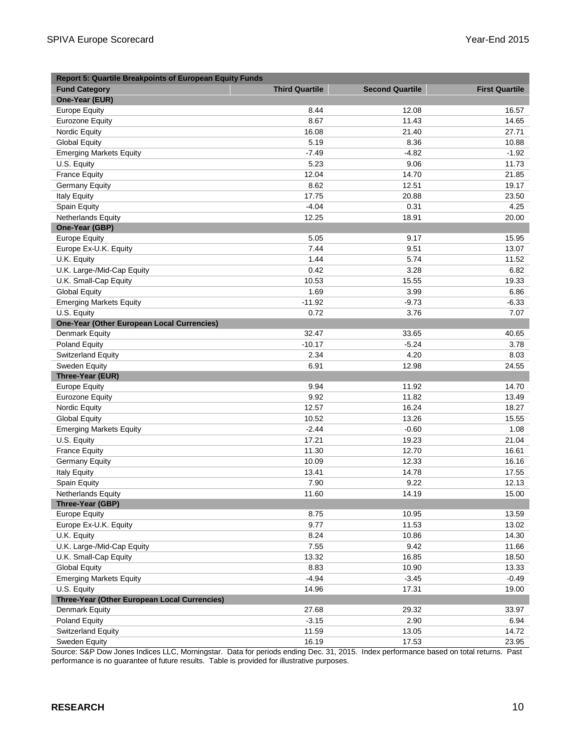| Report 5: Quartile Breakpoints of European Equity Funds | | | |
|---|---|---|---|
| **Fund Category** | **Third Quartile** | **Second Quartile** | **First Quartile** |
| **One-Year (EUR)** | | | |
| Europe Equity | 8.44 | 12.08 | 16.57 |
| Eurozone Equity | 8.67 | 11.43 | 14.65 |
| Nordic Equity | 16.08 | 21.40 | 27.71 |
| Global Equity | 5.19 | 8.36 | 10.88 |
| Emerging Markets Equity | -7.49 | -4.82 | -1.92 |
| U.S. Equity | 5.23 | 9.06 | 11.73 |
| France Equity | 12.04 | 14.70 | 21.85 |
| Germany Equity | 8.62 | 12.51 | 19.17 |
| Italy Equity | 17.75 | 20.88 | 23.50 |
| Spain Equity | -4.04 | 0.31 | 4.25 |
| Netherlands Equity | 12.25 | 18.91 | 20.00 |
| **One-Year (GBP)** | | | |
| Europe Equity | 5.05 | 9.17 | 15.95 |
| Europe Ex-U.K. Equity | 7.44 | 9.51 | 13.07 |
| U.K. Equity | 1.44 | 5.74 | 11.52 |
| U.K. Large-/Mid-Cap Equity | 0.42 | 3.28 | 6.82 |
| U.K. Small-Cap Equity | 10.53 | 15.55 | 19.33 |
| Global Equity | 1.69 | 3.99 | 6.86 |
| Emerging Markets Equity | -11.92 | -9.73 | -6.33 |
| U.S. Equity | 0.72 | 3.76 | 7.07 |
| **One-Year (Other European Local Currencies)** | | | |
| Denmark Equity | 32.47 | 33.65 | 40.65 |
| Poland Equity | -10.17 | -5.24 | 3.78 |
| Switzerland Equity | 2.34 | 4.20 | 8.03 |
| Sweden Equity | 6.91 | 12.98 | 24.55 |
| **Three-Year (EUR)** | | | |
| Europe Equity | 9.94 | 11.92 | 14.70 |
| Eurozone Equity | 9.92 | 11.82 | 13.49 |
| Nordic Equity | 12.57 | 16.24 | 18.27 |
| Global Equity | 10.52 | 13.26 | 15.55 |
| Emerging Markets Equity | -2.44 | -0.60 | 1.08 |
| U.S. Equity | 17.21 | 19.23 | 21.04 |
| France Equity | 11.30 | 12.70 | 16.61 |
| Germany Equity | 10.09 | 12.33 | 16.16 |
| Italy Equity | 13.41 | 14.78 | 17.55 |
| Spain Equity | 7.90 | 9.22 | 12.13 |
| Netherlands Equity | 11.60 | 14.19 | 15.00 |
| **Three-Year (GBP)** | | | |
| Europe Equity | 8.75 | 10.95 | 13.59 |
| Europe Ex-U.K. Equity | 9.77 | 11.53 | 13.02 |
| U.K. Equity | 8.24 | 10.86 | 14.30 |
| U.K. Large-/Mid-Cap Equity | 7.55 | 9.42 | 11.66 |
| U.K. Small-Cap Equity | 13.32 | 16.85 | 18.50 |
| Global Equity | 8.83 | 10.90 | 13.33 |
| Emerging Markets Equity | -4.94 | -3.45 | -0.49 |
| U.S. Equity | 14.96 | 17.31 | 19.00 |
| **Three-Year (Other European Local Currencies)** | | | |
| Denmark Equity | 27.68 | 29.32 | 33.97 |
| Poland Equity | -3.15 | 2.90 | 6.94 |
| Switzerland Equity | 11.59 | 13.05 | 14.72 |
| Sweden Equity | 16.19 | 17.53 | 23.95 |

Source: S&P Dow Jones Indices LLC, Morningstar. Data for periods ending Dec. 31, 2015. Index performance based on total returns. Past performance is no guarantee of future results. Table is provided for illustrative purposes.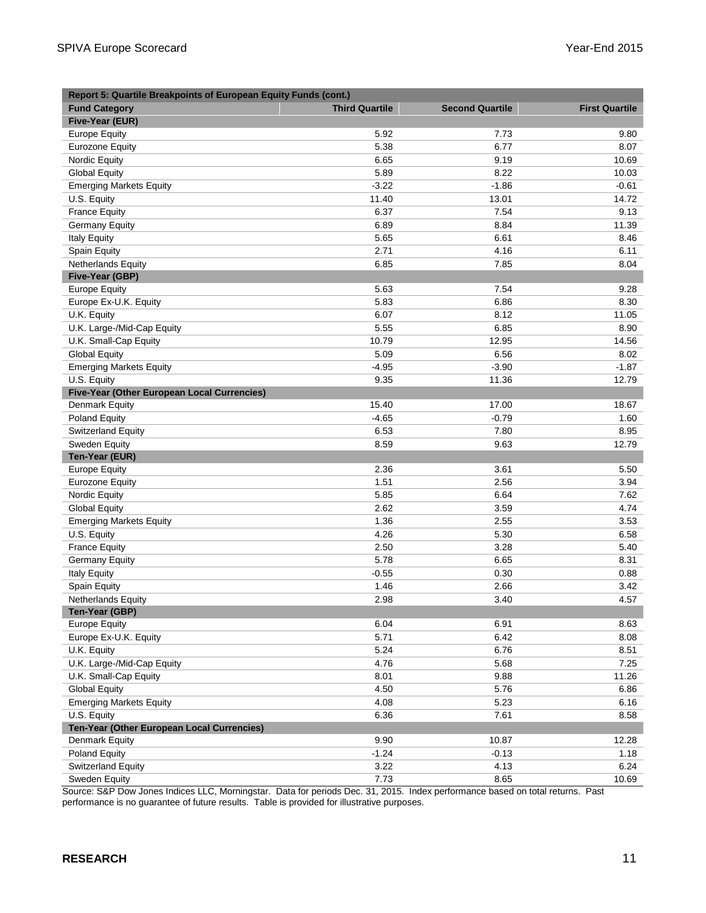| Report 5: Quartile Breakpoints of European Equity Funds (cont.) | | | |
|---|---|---|---|
| **Fund Category** | **Third Quartile** | **Second Quartile** | **First Quartile** |
| **Five-Year (EUR)** | | | |
| Europe Equity | 5.92 | 7.73 | 9.80 |
| Eurozone Equity | 5.38 | 6.77 | 8.07 |
| Nordic Equity | 6.65 | 9.19 | 10.69 |
| Global Equity | 5.89 | 8.22 | 10.03 |
| Emerging Markets Equity | -3.22 | -1.86 | -0.61 |
| U.S. Equity | 11.40 | 13.01 | 14.72 |
| France Equity | 6.37 | 7.54 | 9.13 |
| Germany Equity | 6.89 | 8.84 | 11.39 |
| Italy Equity | 5.65 | 6.61 | 8.46 |
| Spain Equity | 2.71 | 4.16 | 6.11 |
| Netherlands Equity | 6.85 | 7.85 | 8.04 |
| **Five-Year (GBP)** | | | |
| Europe Equity | 5.63 | 7.54 | 9.28 |
| Europe Ex-U.K. Equity | 5.83 | 6.86 | 8.30 |
| U.K. Equity | 6.07 | 8.12 | 11.05 |
| U.K. Large-/Mid-Cap Equity | 5.55 | 6.85 | 8.90 |
| U.K. Small-Cap Equity | 10.79 | 12.95 | 14.56 |
| Global Equity | 5.09 | 6.56 | 8.02 |
| Emerging Markets Equity | -4.95 | -3.90 | -1.87 |
| U.S. Equity | 9.35 | 11.36 | 12.79 |
| **Five-Year (Other European Local Currencies)** | | | |
| Denmark Equity | 15.40 | 17.00 | 18.67 |
| Poland Equity | -4.65 | -0.79 | 1.60 |
| Switzerland Equity | 6.53 | 7.80 | 8.95 |
| Sweden Equity | 8.59 | 9.63 | 12.79 |
| **Ten-Year (EUR)** | | | |
| Europe Equity | 2.36 | 3.61 | 5.50 |
| Eurozone Equity | 1.51 | 2.56 | 3.94 |
| Nordic Equity | 5.85 | 6.64 | 7.62 |
| Global Equity | 2.62 | 3.59 | 4.74 |
| Emerging Markets Equity | 1.36 | 2.55 | 3.53 |
| U.S. Equity | 4.26 | 5.30 | 6.58 |
| France Equity | 2.50 | 3.28 | 5.40 |
| Germany Equity | 5.78 | 6.65 | 8.31 |
| Italy Equity | -0.55 | 0.30 | 0.88 |
| Spain Equity | 1.46 | 2.66 | 3.42 |
| Netherlands Equity | 2.98 | 3.40 | 4.57 |
| **Ten-Year (GBP)** | | | |
| Europe Equity | 6.04 | 6.91 | 8.63 |
| Europe Ex-U.K. Equity | 5.71 | 6.42 | 8.08 |
| U.K. Equity | 5.24 | 6.76 | 8.51 |
| U.K. Large-/Mid-Cap Equity | 4.76 | 5.68 | 7.25 |
| U.K. Small-Cap Equity | 8.01 | 9.88 | 11.26 |
| Global Equity | 4.50 | 5.76 | 6.86 |
| Emerging Markets Equity | 4.08 | 5.23 | 6.16 |
| U.S. Equity | 6.36 | 7.61 | 8.58 |
| **Ten-Year (Other European Local Currencies)** | | | |
| Denmark Equity | 9.90 | 10.87 | 12.28 |
| Poland Equity | -1.24 | -0.13 | 1.18 |
| Switzerland Equity | 3.22 | 4.13 | 6.24 |
| Sweden Equity | 7.73 | 8.65 | 10.69 |

Source: S&P Dow Jones Indices LLC, Morningstar. Data for periods Dec. 31, 2015. Index performance based on total returns. Past performance is no guarantee of future results. Table is provided for illustrative purposes.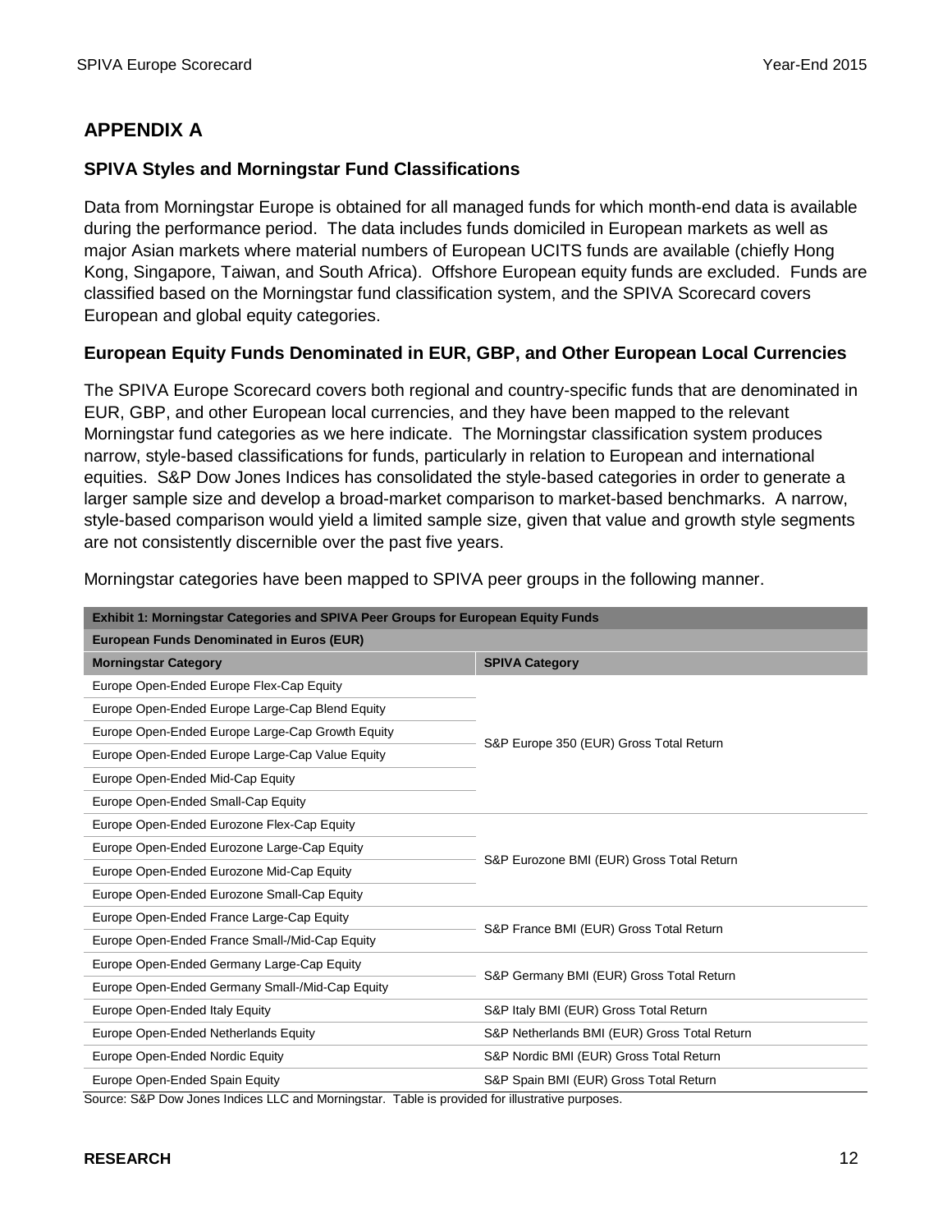## APPENDIX A

### SPIVA Styles and Morningstar Fund Classifications

Data from Morningstar Europe is obtained for all managed funds for which month-end data is available during the performance period. The data includes funds domiciled in European markets as well as major Asian markets where material numbers of European UCITS funds are available (chiefly Hong Kong, Singapore, Taiwan, and South Africa). Offshore European equity funds are excluded. Funds are classified based on the Morningstar fund classification system, and the SPIVA Scorecard covers European and global equity categories.

### European Equity Funds Denominated in EUR, GBP, and Other European Local Currencies

The SPIVA Europe Scorecard covers both regional and country-specific funds that are denominated in EUR, GBP, and other European local currencies, and they have been mapped to the relevant Morningstar fund categories as we here indicate. The Morningstar classification system produces narrow, style-based classifications for funds, particularly in relation to European and international equities. S&P Dow Jones Indices has consolidated the style-based categories in order to generate a larger sample size and develop a broad-market comparison to market-based benchmarks. A narrow, style-based comparison would yield a limited sample size, given that value and growth style segments are not consistently discernible over the past five years.

Morningstar categories have been mapped to SPIVA peer groups in the following manner.

**Exhibit 1: Morningstar Categories and SPIVA Peer Groups for European Equity Funds**

**European Funds Denominated in Euros (EUR)**

| Morningstar Category | SPIVA Category |
|---|---|
| Europe Open-Ended Europe Flex-Cap Equity | S&P Europe 350 (EUR) Gross Total Return |
| Europe Open-Ended Europe Large-Cap Blend Equity | |
| Europe Open-Ended Europe Large-Cap Growth Equity | |
| Europe Open-Ended Europe Large-Cap Value Equity | |
| Europe Open-Ended Mid-Cap Equity | |
| Europe Open-Ended Small-Cap Equity | |
| Europe Open-Ended Eurozone Flex-Cap Equity | S&P Eurozone BMI (EUR) Gross Total Return |
| Europe Open-Ended Eurozone Large-Cap Equity | |
| Europe Open-Ended Eurozone Mid-Cap Equity | |
| Europe Open-Ended Eurozone Small-Cap Equity | |
| Europe Open-Ended France Large-Cap Equity | S&P France BMI (EUR) Gross Total Return |
| Europe Open-Ended France Small-/Mid-Cap Equity | |
| Europe Open-Ended Germany Large-Cap Equity | S&P Germany BMI (EUR) Gross Total Return |
| Europe Open-Ended Germany Small-/Mid-Cap Equity | |
| Europe Open-Ended Italy Equity | S&P Italy BMI (EUR) Gross Total Return |
| Europe Open-Ended Netherlands Equity | S&P Netherlands BMI (EUR) Gross Total Return |
| Europe Open-Ended Nordic Equity | S&P Nordic BMI (EUR) Gross Total Return |
| Europe Open-Ended Spain Equity | S&P Spain BMI (EUR) Gross Total Return |

Source: S&P Dow Jones Indices LLC and Morningstar. Table is provided for illustrative purposes.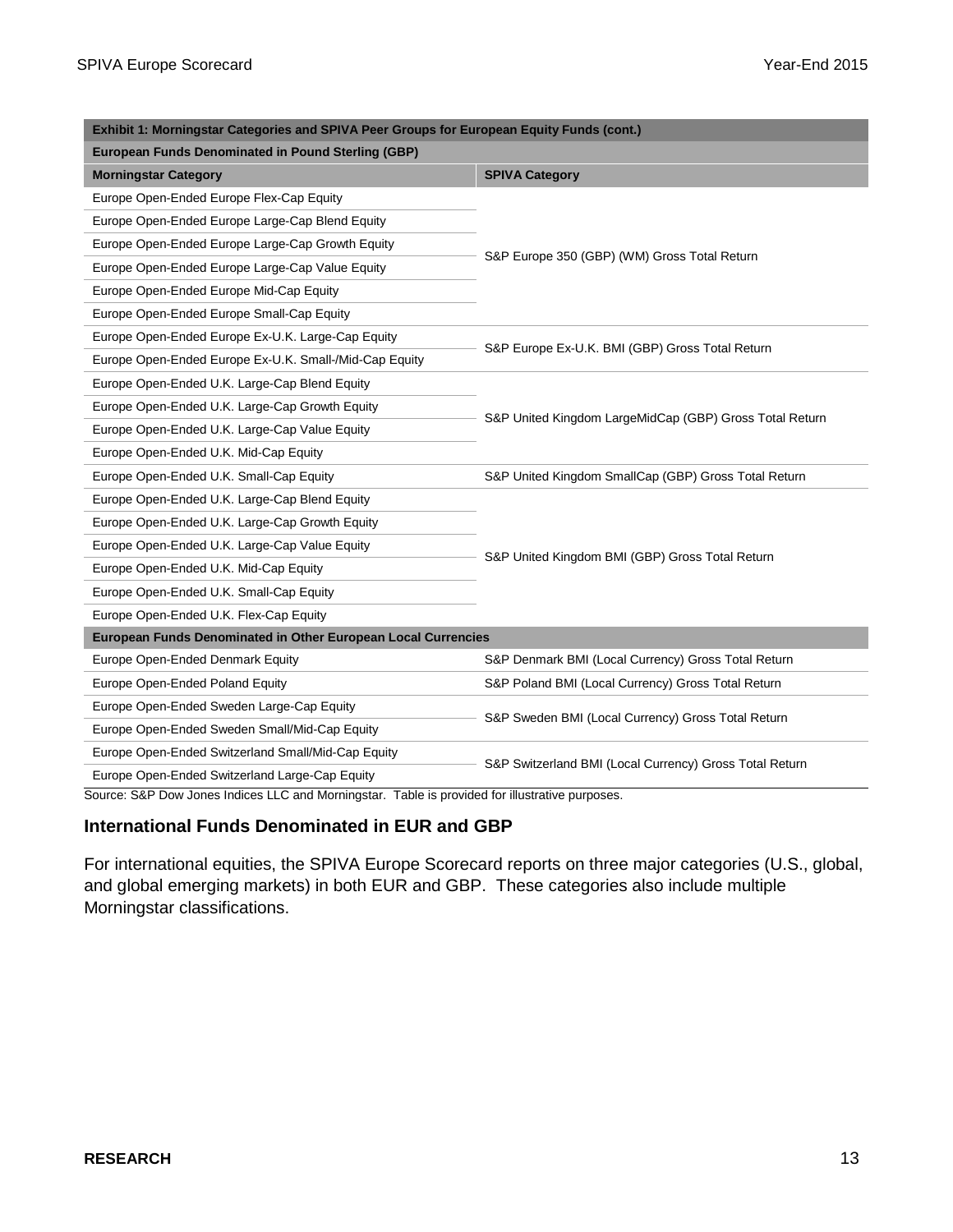| Exhibit 1: Morningstar Categories and SPIVA Peer Groups for European Equity Funds (cont.) | |
|---|---|
| **European Funds Denominated in Pound Sterling (GBP)** | |
| **Morningstar Category** | **SPIVA Category** |
| Europe Open-Ended Europe Flex-Cap Equity | S&P Europe 350 (GBP) (WM) Gross Total Return |
| Europe Open-Ended Europe Large-Cap Blend Equity | |
| Europe Open-Ended Europe Large-Cap Growth Equity | |
| Europe Open-Ended Europe Large-Cap Value Equity | |
| Europe Open-Ended Europe Mid-Cap Equity | |
| Europe Open-Ended Europe Small-Cap Equity | |
| Europe Open-Ended Europe Ex-U.K. Large-Cap Equity | S&P Europe Ex-U.K. BMI (GBP) Gross Total Return |
| Europe Open-Ended Europe Ex-U.K. Small-/Mid-Cap Equity | |
| Europe Open-Ended U.K. Large-Cap Blend Equity | S&P United Kingdom LargeMidCap (GBP) Gross Total Return |
| Europe Open-Ended U.K. Large-Cap Growth Equity | |
| Europe Open-Ended U.K. Large-Cap Value Equity | |
| Europe Open-Ended U.K. Mid-Cap Equity | |
| Europe Open-Ended U.K. Small-Cap Equity | S&P United Kingdom SmallCap (GBP) Gross Total Return |
| Europe Open-Ended U.K. Large-Cap Blend Equity | S&P United Kingdom BMI (GBP) Gross Total Return |
| Europe Open-Ended U.K. Large-Cap Growth Equity | |
| Europe Open-Ended U.K. Large-Cap Value Equity | |
| Europe Open-Ended U.K. Mid-Cap Equity | |
| Europe Open-Ended U.K. Small-Cap Equity | |
| Europe Open-Ended U.K. Flex-Cap Equity | |
| **European Funds Denominated in Other European Local Currencies** | |
| Europe Open-Ended Denmark Equity | S&P Denmark BMI (Local Currency) Gross Total Return |
| Europe Open-Ended Poland Equity | S&P Poland BMI (Local Currency) Gross Total Return |
| Europe Open-Ended Sweden Large-Cap Equity | S&P Sweden BMI (Local Currency) Gross Total Return |
| Europe Open-Ended Sweden Small/Mid-Cap Equity | |
| Europe Open-Ended Switzerland Small/Mid-Cap Equity | S&P Switzerland BMI (Local Currency) Gross Total Return |
| Europe Open-Ended Switzerland Large-Cap Equity | |

Source: S&P Dow Jones Indices LLC and Morningstar. Table is provided for illustrative purposes.

### International Funds Denominated in EUR and GBP

For international equities, the SPIVA Europe Scorecard reports on three major categories (U.S., global, and global emerging markets) in both EUR and GBP. These categories also include multiple Morningstar classifications.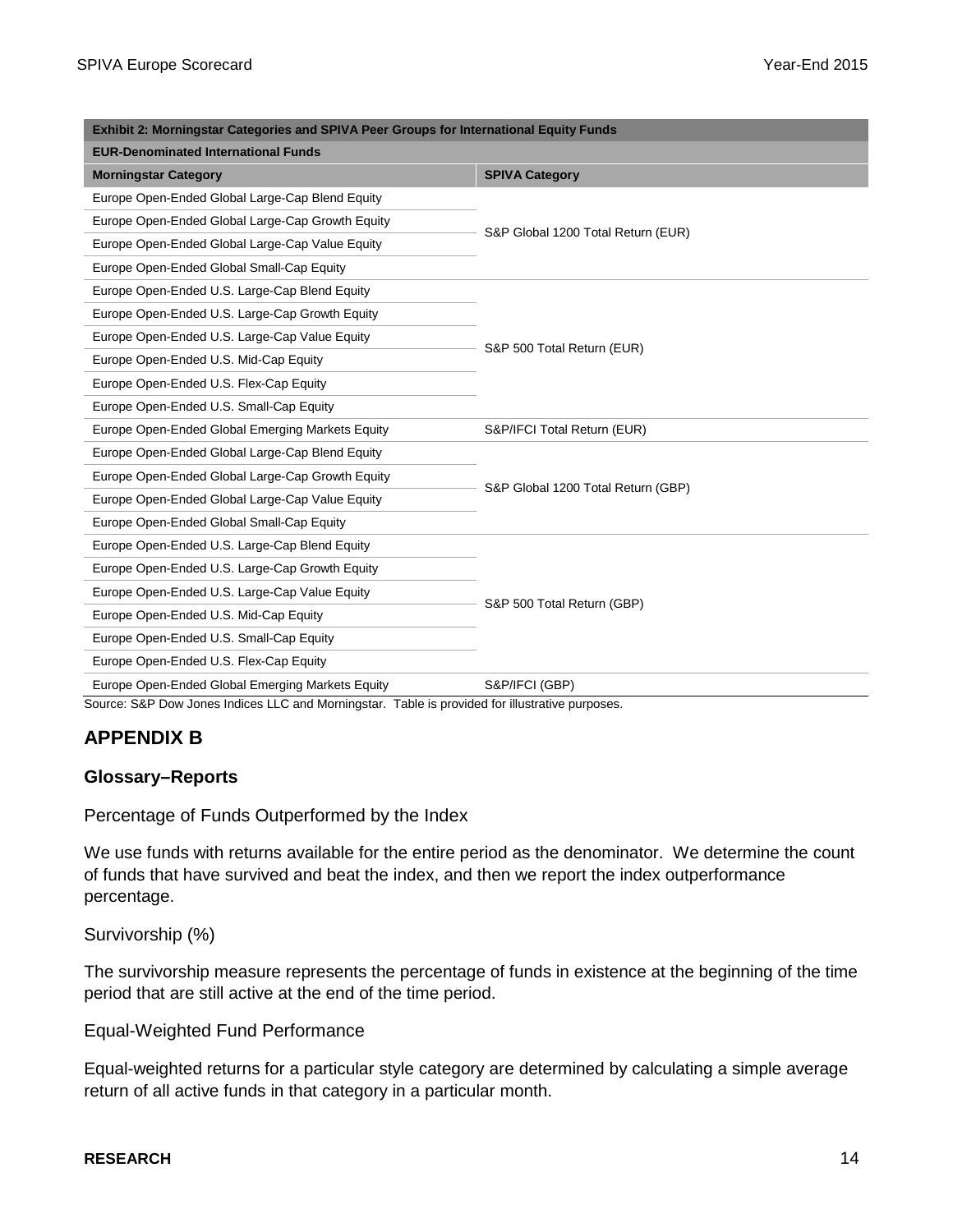| Exhibit 2: Morningstar Categories and SPIVA Peer Groups for International Equity Funds | |
|---|---|
| **EUR-Denominated International Funds** | |
| **Morningstar Category** | **SPIVA Category** |
| Europe Open-Ended Global Large-Cap Blend Equity | S&P Global 1200 Total Return (EUR) |
| Europe Open-Ended Global Large-Cap Growth Equity | |
| Europe Open-Ended Global Large-Cap Value Equity | |
| Europe Open-Ended Global Small-Cap Equity | |
| Europe Open-Ended U.S. Large-Cap Blend Equity | S&P 500 Total Return (EUR) |
| Europe Open-Ended U.S. Large-Cap Growth Equity | |
| Europe Open-Ended U.S. Large-Cap Value Equity | |
| Europe Open-Ended U.S. Mid-Cap Equity | |
| Europe Open-Ended U.S. Flex-Cap Equity | |
| Europe Open-Ended U.S. Small-Cap Equity | |
| Europe Open-Ended Global Emerging Markets Equity | S&P/IFCI Total Return (EUR) |
| Europe Open-Ended Global Large-Cap Blend Equity | S&P Global 1200 Total Return (GBP) |
| Europe Open-Ended Global Large-Cap Growth Equity | |
| Europe Open-Ended Global Large-Cap Value Equity | |
| Europe Open-Ended Global Small-Cap Equity | |
| Europe Open-Ended U.S. Large-Cap Blend Equity | S&P 500 Total Return (GBP) |
| Europe Open-Ended U.S. Large-Cap Growth Equity | |
| Europe Open-Ended U.S. Large-Cap Value Equity | |
| Europe Open-Ended U.S. Mid-Cap Equity | |
| Europe Open-Ended U.S. Small-Cap Equity | |
| Europe Open-Ended U.S. Flex-Cap Equity | |
| Europe Open-Ended Global Emerging Markets Equity | S&P/IFCI (GBP) |

Source: S&P Dow Jones Indices LLC and Morningstar. Table is provided for illustrative purposes.

## APPENDIX B

### Glossary–Reports

Percentage of Funds Outperformed by the Index

We use funds with returns available for the entire period as the denominator. We determine the count of funds that have survived and beat the index, and then we report the index outperformance percentage.

Survivorship (%)

The survivorship measure represents the percentage of funds in existence at the beginning of the time period that are still active at the end of the time period.

Equal-Weighted Fund Performance

Equal-weighted returns for a particular style category are determined by calculating a simple average return of all active funds in that category in a particular month.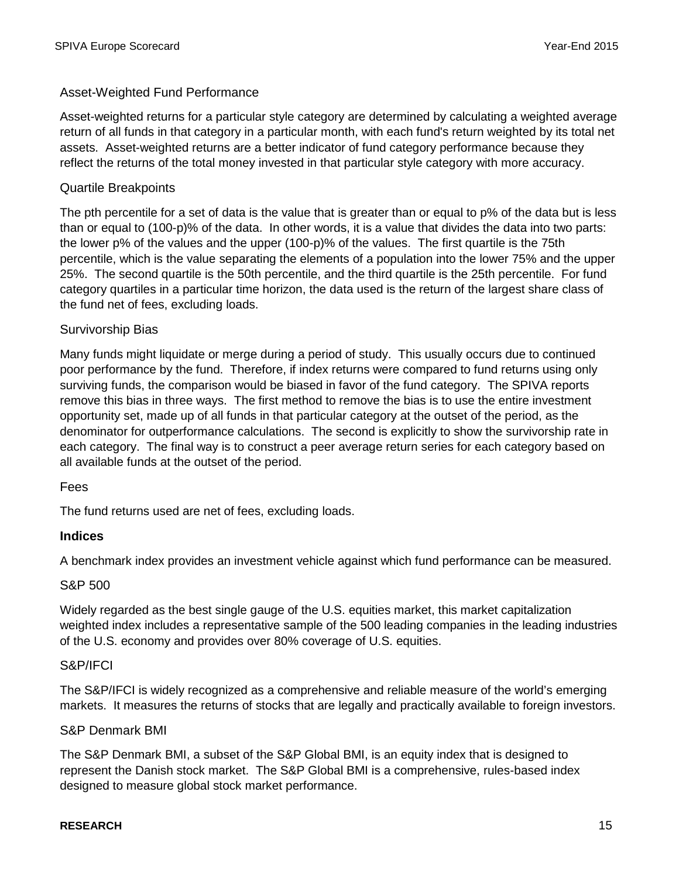### Asset-Weighted Fund Performance

Asset-weighted returns for a particular style category are determined by calculating a weighted average return of all funds in that category in a particular month, with each fund's return weighted by its total net assets. Asset-weighted returns are a better indicator of fund category performance because they reflect the returns of the total money invested in that particular style category with more accuracy.

### Quartile Breakpoints

The pth percentile for a set of data is the value that is greater than or equal to p% of the data but is less than or equal to (100-p)% of the data. In other words, it is a value that divides the data into two parts: the lower p% of the values and the upper (100-p)% of the values. The first quartile is the 75th percentile, which is the value separating the elements of a population into the lower 75% and the upper 25%. The second quartile is the 50th percentile, and the third quartile is the 25th percentile. For fund category quartiles in a particular time horizon, the data used is the return of the largest share class of the fund net of fees, excluding loads.

### Survivorship Bias

Many funds might liquidate or merge during a period of study. This usually occurs due to continued poor performance by the fund. Therefore, if index returns were compared to fund returns using only surviving funds, the comparison would be biased in favor of the fund category. The SPIVA reports remove this bias in three ways. The first method to remove the bias is to use the entire investment opportunity set, made up of all funds in that particular category at the outset of the period, as the denominator for outperformance calculations. The second is explicitly to show the survivorship rate in each category. The final way is to construct a peer average return series for each category based on all available funds at the outset of the period.

### Fees

The fund returns used are net of fees, excluding loads.

## Indices

A benchmark index provides an investment vehicle against which fund performance can be measured.

### S&P 500

Widely regarded as the best single gauge of the U.S. equities market, this market capitalization weighted index includes a representative sample of the 500 leading companies in the leading industries of the U.S. economy and provides over 80% coverage of U.S. equities.

### S&P/IFCI

The S&P/IFCI is widely recognized as a comprehensive and reliable measure of the world's emerging markets. It measures the returns of stocks that are legally and practically available to foreign investors.

### S&P Denmark BMI

The S&P Denmark BMI, a subset of the S&P Global BMI, is an equity index that is designed to represent the Danish stock market. The S&P Global BMI is a comprehensive, rules-based index designed to measure global stock market performance.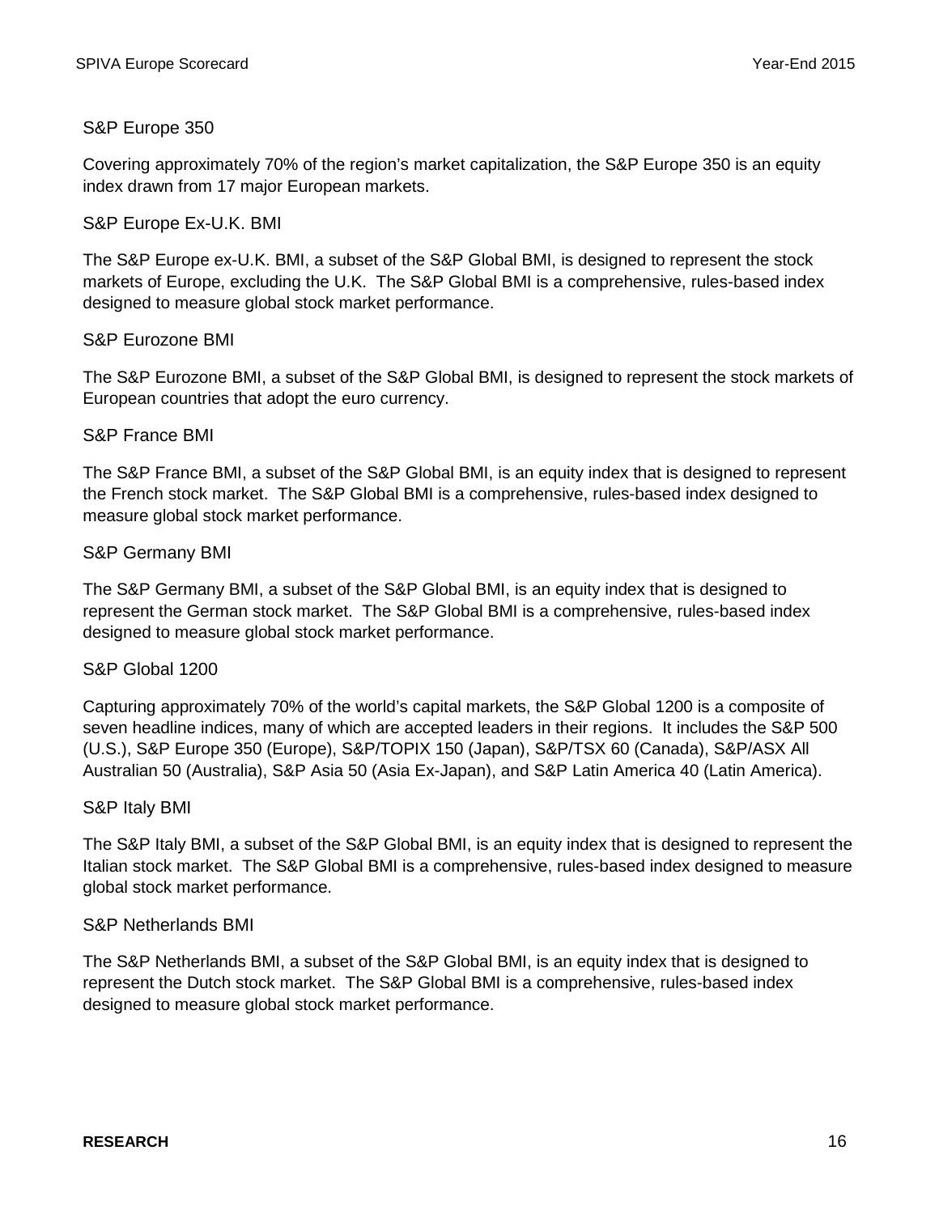### S&P Europe 350

Covering approximately 70% of the region's market capitalization, the S&P Europe 350 is an equity index drawn from 17 major European markets.

### S&P Europe Ex-U.K. BMI

The S&P Europe ex-U.K. BMI, a subset of the S&P Global BMI, is designed to represent the stock markets of Europe, excluding the U.K. The S&P Global BMI is a comprehensive, rules-based index designed to measure global stock market performance.

### S&P Eurozone BMI

The S&P Eurozone BMI, a subset of the S&P Global BMI, is designed to represent the stock markets of European countries that adopt the euro currency.

### S&P France BMI

The S&P France BMI, a subset of the S&P Global BMI, is an equity index that is designed to represent the French stock market. The S&P Global BMI is a comprehensive, rules-based index designed to measure global stock market performance.

### S&P Germany BMI

The S&P Germany BMI, a subset of the S&P Global BMI, is an equity index that is designed to represent the German stock market. The S&P Global BMI is a comprehensive, rules-based index designed to measure global stock market performance.

### S&P Global 1200

Capturing approximately 70% of the world's capital markets, the S&P Global 1200 is a composite of seven headline indices, many of which are accepted leaders in their regions. It includes the S&P 500 (U.S.), S&P Europe 350 (Europe), S&P/TOPIX 150 (Japan), S&P/TSX 60 (Canada), S&P/ASX All Australian 50 (Australia), S&P Asia 50 (Asia Ex-Japan), and S&P Latin America 40 (Latin America).

### S&P Italy BMI

The S&P Italy BMI, a subset of the S&P Global BMI, is an equity index that is designed to represent the Italian stock market. The S&P Global BMI is a comprehensive, rules-based index designed to measure global stock market performance.

### S&P Netherlands BMI

The S&P Netherlands BMI, a subset of the S&P Global BMI, is an equity index that is designed to represent the Dutch stock market. The S&P Global BMI is a comprehensive, rules-based index designed to measure global stock market performance.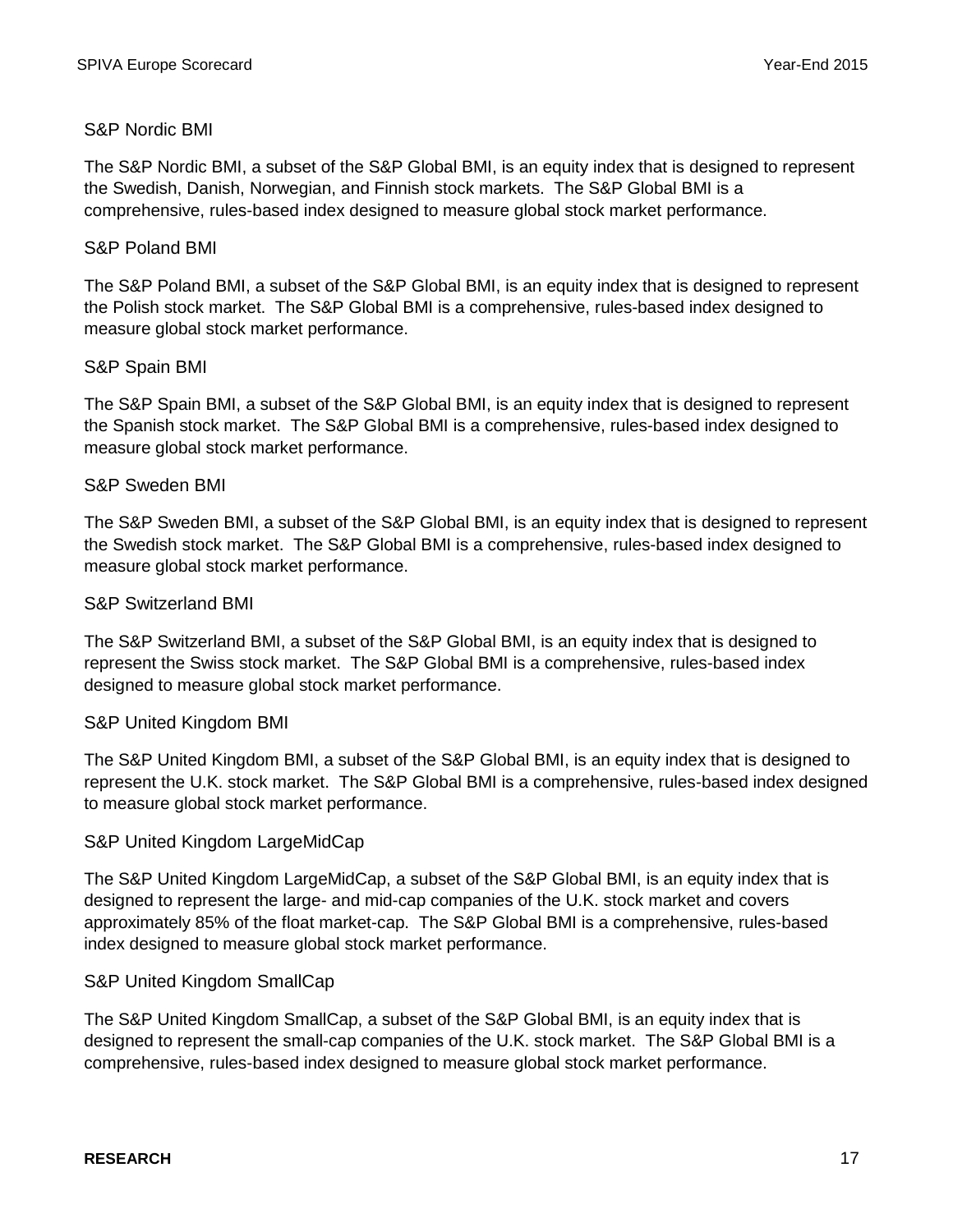### S&P Nordic BMI

The S&P Nordic BMI, a subset of the S&P Global BMI, is an equity index that is designed to represent the Swedish, Danish, Norwegian, and Finnish stock markets. The S&P Global BMI is a comprehensive, rules-based index designed to measure global stock market performance.

### S&P Poland BMI

The S&P Poland BMI, a subset of the S&P Global BMI, is an equity index that is designed to represent the Polish stock market. The S&P Global BMI is a comprehensive, rules-based index designed to measure global stock market performance.

### S&P Spain BMI

The S&P Spain BMI, a subset of the S&P Global BMI, is an equity index that is designed to represent the Spanish stock market. The S&P Global BMI is a comprehensive, rules-based index designed to measure global stock market performance.

### S&P Sweden BMI

The S&P Sweden BMI, a subset of the S&P Global BMI, is an equity index that is designed to represent the Swedish stock market. The S&P Global BMI is a comprehensive, rules-based index designed to measure global stock market performance.

### S&P Switzerland BMI

The S&P Switzerland BMI, a subset of the S&P Global BMI, is an equity index that is designed to represent the Swiss stock market. The S&P Global BMI is a comprehensive, rules-based index designed to measure global stock market performance.

### S&P United Kingdom BMI

The S&P United Kingdom BMI, a subset of the S&P Global BMI, is an equity index that is designed to represent the U.K. stock market. The S&P Global BMI is a comprehensive, rules-based index designed to measure global stock market performance.

### S&P United Kingdom LargeMidCap

The S&P United Kingdom LargeMidCap, a subset of the S&P Global BMI, is an equity index that is designed to represent the large- and mid-cap companies of the U.K. stock market and covers approximately 85% of the float market-cap. The S&P Global BMI is a comprehensive, rules-based index designed to measure global stock market performance.

### S&P United Kingdom SmallCap

The S&P United Kingdom SmallCap, a subset of the S&P Global BMI, is an equity index that is designed to represent the small-cap companies of the U.K. stock market. The S&P Global BMI is a comprehensive, rules-based index designed to measure global stock market performance.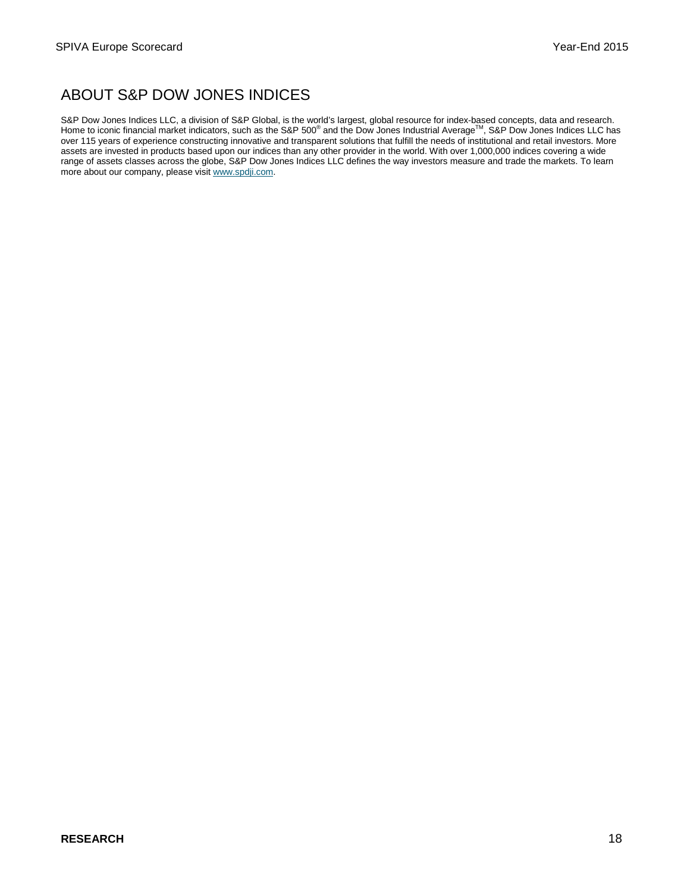## ABOUT S&P DOW JONES INDICES

S&P Dow Jones Indices LLC, a division of S&P Global, is the world's largest, global resource for index-based concepts, data and research. Home to iconic financial market indicators, such as the S&P 500® and the Dow Jones Industrial Average™, S&P Dow Jones Indices LLC has over 115 years of experience constructing innovative and transparent solutions that fulfill the needs of institutional and retail investors. More assets are invested in products based upon our indices than any other provider in the world. With over 1,000,000 indices covering a wide range of assets classes across the globe, S&P Dow Jones Indices LLC defines the way investors measure and trade the markets. To learn more about our company, please visit [www.spdji.com](http://www.spdji.com).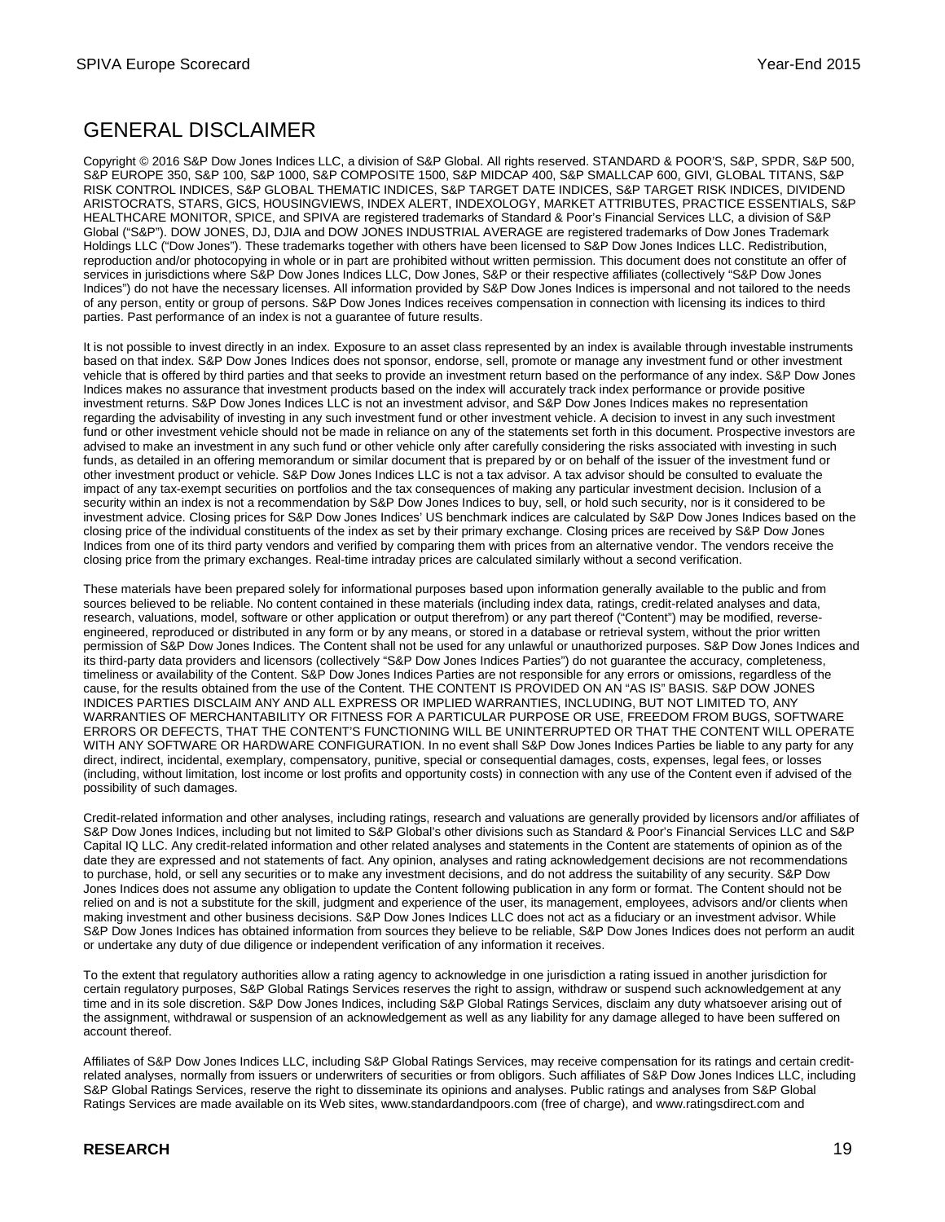# GENERAL DISCLAIMER

Copyright © 2016 S&P Dow Jones Indices LLC, a division of S&P Global. All rights reserved. STANDARD & POOR'S, S&P, SPDR, S&P 500, S&P EUROPE 350, S&P 100, S&P 1000, S&P COMPOSITE 1500, S&P MIDCAP 400, S&P SMALLCAP 600, GIVI, GLOBAL TITANS, S&P RISK CONTROL INDICES, S&P GLOBAL THEMATIC INDICES, S&P TARGET DATE INDICES, S&P TARGET RISK INDICES, DIVIDEND ARISTOCRATS, STARS, GICS, HOUSINGVIEWS, INDEX ALERT, INDEXOLOGY, MARKET ATTRIBUTES, PRACTICE ESSENTIALS, S&P HEALTHCARE MONITOR, SPICE, and SPIVA are registered trademarks of Standard & Poor's Financial Services LLC, a division of S&P Global ("S&P"). DOW JONES, DJ, DJIA and DOW JONES INDUSTRIAL AVERAGE are registered trademarks of Dow Jones Trademark Holdings LLC ("Dow Jones"). These trademarks together with others have been licensed to S&P Dow Jones Indices LLC. Redistribution, reproduction and/or photocopying in whole or in part are prohibited without written permission. This document does not constitute an offer of services in jurisdictions where S&P Dow Jones Indices LLC, Dow Jones, S&P or their respective affiliates (collectively "S&P Dow Jones Indices") do not have the necessary licenses. All information provided by S&P Dow Jones Indices is impersonal and not tailored to the needs of any person, entity or group of persons. S&P Dow Jones Indices receives compensation in connection with licensing its indices to third parties. Past performance of an index is not a guarantee of future results.

It is not possible to invest directly in an index. Exposure to an asset class represented by an index is available through investable instruments based on that index. S&P Dow Jones Indices does not sponsor, endorse, sell, promote or manage any investment fund or other investment vehicle that is offered by third parties and that seeks to provide an investment return based on the performance of any index. S&P Dow Jones Indices makes no assurance that investment products based on the index will accurately track index performance or provide positive investment returns. S&P Dow Jones Indices LLC is not an investment advisor, and S&P Dow Jones Indices makes no representation regarding the advisability of investing in any such investment fund or other investment vehicle. A decision to invest in any such investment fund or other investment vehicle should not be made in reliance on any of the statements set forth in this document. Prospective investors are advised to make an investment in any such fund or other vehicle only after carefully considering the risks associated with investing in such funds, as detailed in an offering memorandum or similar document that is prepared by or on behalf of the issuer of the investment fund or other investment product or vehicle. S&P Dow Jones Indices LLC is not a tax advisor. A tax advisor should be consulted to evaluate the impact of any tax-exempt securities on portfolios and the tax consequences of making any particular investment decision. Inclusion of a security within an index is not a recommendation by S&P Dow Jones Indices to buy, sell, or hold such security, nor is it considered to be investment advice. Closing prices for S&P Dow Jones Indices' US benchmark indices are calculated by S&P Dow Jones Indices based on the closing price of the individual constituents of the index as set by their primary exchange. Closing prices are received by S&P Dow Jones Indices from one of its third party vendors and verified by comparing them with prices from an alternative vendor. The vendors receive the closing price from the primary exchanges. Real-time intraday prices are calculated similarly without a second verification.

These materials have been prepared solely for informational purposes based upon information generally available to the public and from sources believed to be reliable. No content contained in these materials (including index data, ratings, credit-related analyses and data, research, valuations, model, software or other application or output therefrom) or any part thereof ("Content") may be modified, reverse-engineered, reproduced or distributed in any form or by any means, or stored in a database or retrieval system, without the prior written permission of S&P Dow Jones Indices. The Content shall not be used for any unlawful or unauthorized purposes. S&P Dow Jones Indices and its third-party data providers and licensors (collectively "S&P Dow Jones Indices Parties") do not guarantee the accuracy, completeness, timeliness or availability of the Content. S&P Dow Jones Indices Parties are not responsible for any errors or omissions, regardless of the cause, for the results obtained from the use of the Content. THE CONTENT IS PROVIDED ON AN "AS IS" BASIS. S&P DOW JONES INDICES PARTIES DISCLAIM ANY AND ALL EXPRESS OR IMPLIED WARRANTIES, INCLUDING, BUT NOT LIMITED TO, ANY WARRANTIES OF MERCHANTABILITY OR FITNESS FOR A PARTICULAR PURPOSE OR USE, FREEDOM FROM BUGS, SOFTWARE ERRORS OR DEFECTS, THAT THE CONTENT'S FUNCTIONING WILL BE UNINTERRUPTED OR THAT THE CONTENT WILL OPERATE WITH ANY SOFTWARE OR HARDWARE CONFIGURATION. In no event shall S&P Dow Jones Indices Parties be liable to any party for any direct, indirect, incidental, exemplary, compensatory, punitive, special or consequential damages, costs, expenses, legal fees, or losses (including, without limitation, lost income or lost profits and opportunity costs) in connection with any use of the Content even if advised of the possibility of such damages.

Credit-related information and other analyses, including ratings, research and valuations are generally provided by licensors and/or affiliates of S&P Dow Jones Indices, including but not limited to S&P Global's other divisions such as Standard & Poor's Financial Services LLC and S&P Capital IQ LLC. Any credit-related information and other related analyses and statements in the Content are statements of opinion as of the date they are expressed and not statements of fact. Any opinion, analyses and rating acknowledgement decisions are not recommendations to purchase, hold, or sell any securities or to make any investment decisions, and do not address the suitability of any security. S&P Dow Jones Indices does not assume any obligation to update the Content following publication in any form or format. The Content should not be relied on and is not a substitute for the skill, judgment and experience of the user, its management, employees, advisors and/or clients when making investment and other business decisions. S&P Dow Jones Indices LLC does not act as a fiduciary or an investment advisor. While S&P Dow Jones Indices has obtained information from sources they believe to be reliable, S&P Dow Jones Indices does not perform an audit or undertake any duty of due diligence or independent verification of any information it receives.

To the extent that regulatory authorities allow a rating agency to acknowledge in one jurisdiction a rating issued in another jurisdiction for certain regulatory purposes, S&P Global Ratings Services reserves the right to assign, withdraw or suspend such acknowledgement at any time and in its sole discretion. S&P Dow Jones Indices, including S&P Global Ratings Services, disclaim any duty whatsoever arising out of the assignment, withdrawal or suspension of an acknowledgement as well as any liability for any damage alleged to have been suffered on account thereof.

Affiliates of S&P Dow Jones Indices LLC, including S&P Global Ratings Services, may receive compensation for its ratings and certain credit-related analyses, normally from issuers or underwriters of securities or from obligors. Such affiliates of S&P Dow Jones Indices LLC, including S&P Global Ratings Services, reserve the right to disseminate its opinions and analyses. Public ratings and analyses from S&P Global Ratings Services are made available on its Web sites, www.standardandpoors.com (free of charge), and www.ratingsdirect.com and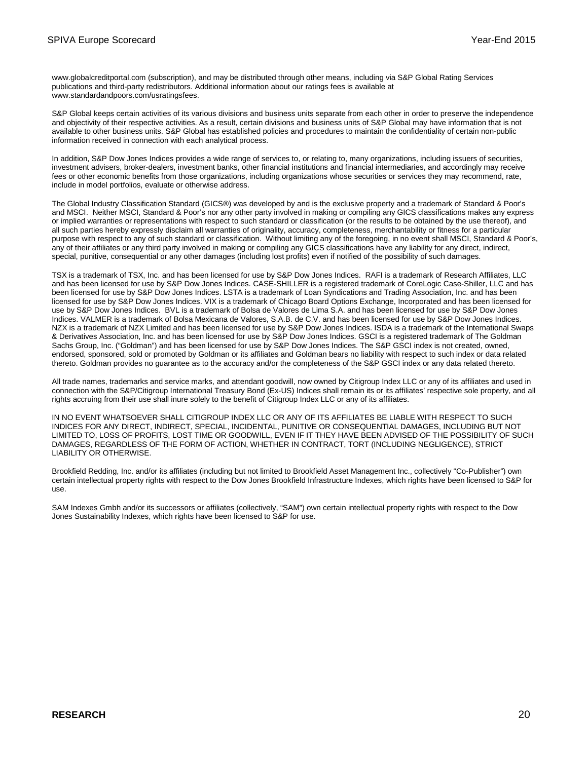www.globalcreditportal.com (subscription), and may be distributed through other means, including via S&P Global Rating Services publications and third-party redistributors. Additional information about our ratings fees is available at www.standardandpoors.com/usratingsfees.

S&P Global keeps certain activities of its various divisions and business units separate from each other in order to preserve the independence and objectivity of their respective activities. As a result, certain divisions and business units of S&P Global may have information that is not available to other business units. S&P Global has established policies and procedures to maintain the confidentiality of certain non-public information received in connection with each analytical process.

In addition, S&P Dow Jones Indices provides a wide range of services to, or relating to, many organizations, including issuers of securities, investment advisers, broker-dealers, investment banks, other financial institutions and financial intermediaries, and accordingly may receive fees or other economic benefits from those organizations, including organizations whose securities or services they may recommend, rate, include in model portfolios, evaluate or otherwise address.

The Global Industry Classification Standard (GICS®) was developed by and is the exclusive property and a trademark of Standard & Poor's and MSCI. Neither MSCI, Standard & Poor's nor any other party involved in making or compiling any GICS classifications makes any express or implied warranties or representations with respect to such standard or classification (or the results to be obtained by the use thereof), and all such parties hereby expressly disclaim all warranties of originality, accuracy, completeness, merchantability or fitness for a particular purpose with respect to any of such standard or classification. Without limiting any of the foregoing, in no event shall MSCI, Standard & Poor's, any of their affiliates or any third party involved in making or compiling any GICS classifications have any liability for any direct, indirect, special, punitive, consequential or any other damages (including lost profits) even if notified of the possibility of such damages.

TSX is a trademark of TSX, Inc. and has been licensed for use by S&P Dow Jones Indices. RAFI is a trademark of Research Affiliates, LLC and has been licensed for use by S&P Dow Jones Indices. CASE-SHILLER is a registered trademark of CoreLogic Case-Shiller, LLC and has been licensed for use by S&P Dow Jones Indices. LSTA is a trademark of Loan Syndications and Trading Association, Inc. and has been licensed for use by S&P Dow Jones Indices. VIX is a trademark of Chicago Board Options Exchange, Incorporated and has been licensed for use by S&P Dow Jones Indices. BVL is a trademark of Bolsa de Valores de Lima S.A. and has been licensed for use by S&P Dow Jones Indices. VALMER is a trademark of Bolsa Mexicana de Valores, S.A.B. de C.V. and has been licensed for use by S&P Dow Jones Indices. NZX is a trademark of NZX Limited and has been licensed for use by S&P Dow Jones Indices. ISDA is a trademark of the International Swaps & Derivatives Association, Inc. and has been licensed for use by S&P Dow Jones Indices. GSCI is a registered trademark of The Goldman Sachs Group, Inc. ("Goldman") and has been licensed for use by S&P Dow Jones Indices. The S&P GSCI index is not created, owned, endorsed, sponsored, sold or promoted by Goldman or its affiliates and Goldman bears no liability with respect to such index or data related thereto. Goldman provides no guarantee as to the accuracy and/or the completeness of the S&P GSCI index or any data related thereto.

All trade names, trademarks and service marks, and attendant goodwill, now owned by Citigroup Index LLC or any of its affiliates and used in connection with the S&P/Citigroup International Treasury Bond (Ex-US) Indices shall remain its or its affiliates' respective sole property, and all rights accruing from their use shall inure solely to the benefit of Citigroup Index LLC or any of its affiliates.

IN NO EVENT WHATSOEVER SHALL CITIGROUP INDEX LLC OR ANY OF ITS AFFILIATES BE LIABLE WITH RESPECT TO SUCH INDICES FOR ANY DIRECT, INDIRECT, SPECIAL, INCIDENTAL, PUNITIVE OR CONSEQUENTIAL DAMAGES, INCLUDING BUT NOT LIMITED TO, LOSS OF PROFITS, LOST TIME OR GOODWILL, EVEN IF IT THEY HAVE BEEN ADVISED OF THE POSSIBILITY OF SUCH DAMAGES, REGARDLESS OF THE FORM OF ACTION, WHETHER IN CONTRACT, TORT (INCLUDING NEGLIGENCE), STRICT LIABILITY OR OTHERWISE.

Brookfield Redding, Inc. and/or its affiliates (including but not limited to Brookfield Asset Management Inc., collectively "Co-Publisher") own certain intellectual property rights with respect to the Dow Jones Brookfield Infrastructure Indexes, which rights have been licensed to S&P for use.

SAM Indexes Gmbh and/or its successors or affiliates (collectively, "SAM") own certain intellectual property rights with respect to the Dow Jones Sustainability Indexes, which rights have been licensed to S&P for use.